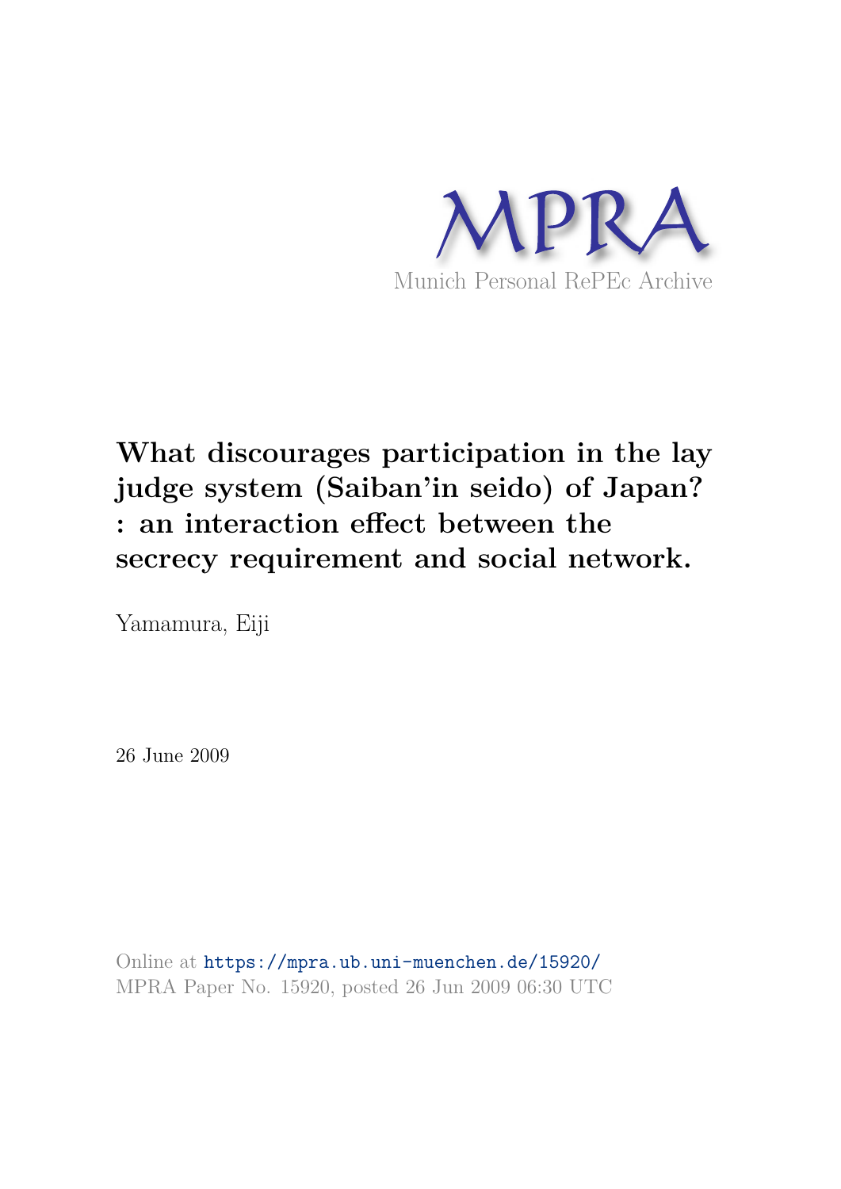MPRA

Munich Personal RePEc Archive

# What discourages participation in the lay judge system (Saiban'in seido) of Japan? : an interaction effect between the secrecy requirement and social network.

Yamamura, Eiji

26 June 2009

Online at https://mpra.ub.uni-muenchen.de/15920/
MPRA Paper No. 15920, posted 26 Jun 2009 06:30 UTC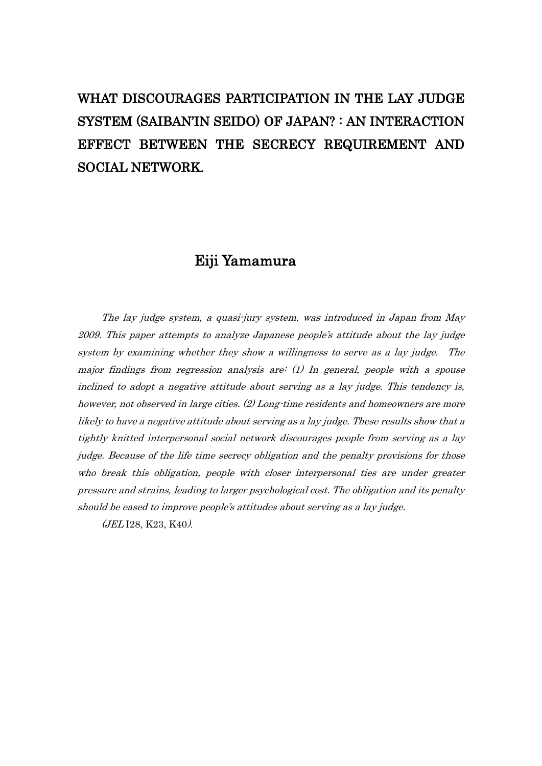# WHAT DISCOURAGES PARTICIPATION IN THE LAY JUDGE SYSTEM (SAIBAN'IN SEIDO) OF JAPAN? : AN INTERACTION EFFECT BETWEEN THE SECRECY REQUIREMENT AND SOCIAL NETWORK.

## Eiji Yamamura

*The lay judge system, a quasi-jury system, was introduced in Japan from May 2009. This paper attempts to analyze Japanese people's attitude about the lay judge system by examining whether they show a willingness to serve as a lay judge. The major findings from regression analysis are: (1) In general, people with a spouse inclined to adopt a negative attitude about serving as a lay judge. This tendency is, however, not observed in large cities. (2) Long-time residents and homeowners are more likely to have a negative attitude about serving as a lay judge. These results show that a tightly knitted interpersonal social network discourages people from serving as a lay judge. Because of the life time secrecy obligation and the penalty provisions for those who break this obligation, people with closer interpersonal ties are under greater pressure and strains, leading to larger psychological cost. The obligation and its penalty should be eased to improve people's attitudes about serving as a lay judge.*

*(JEL* I28, K23, K40*).*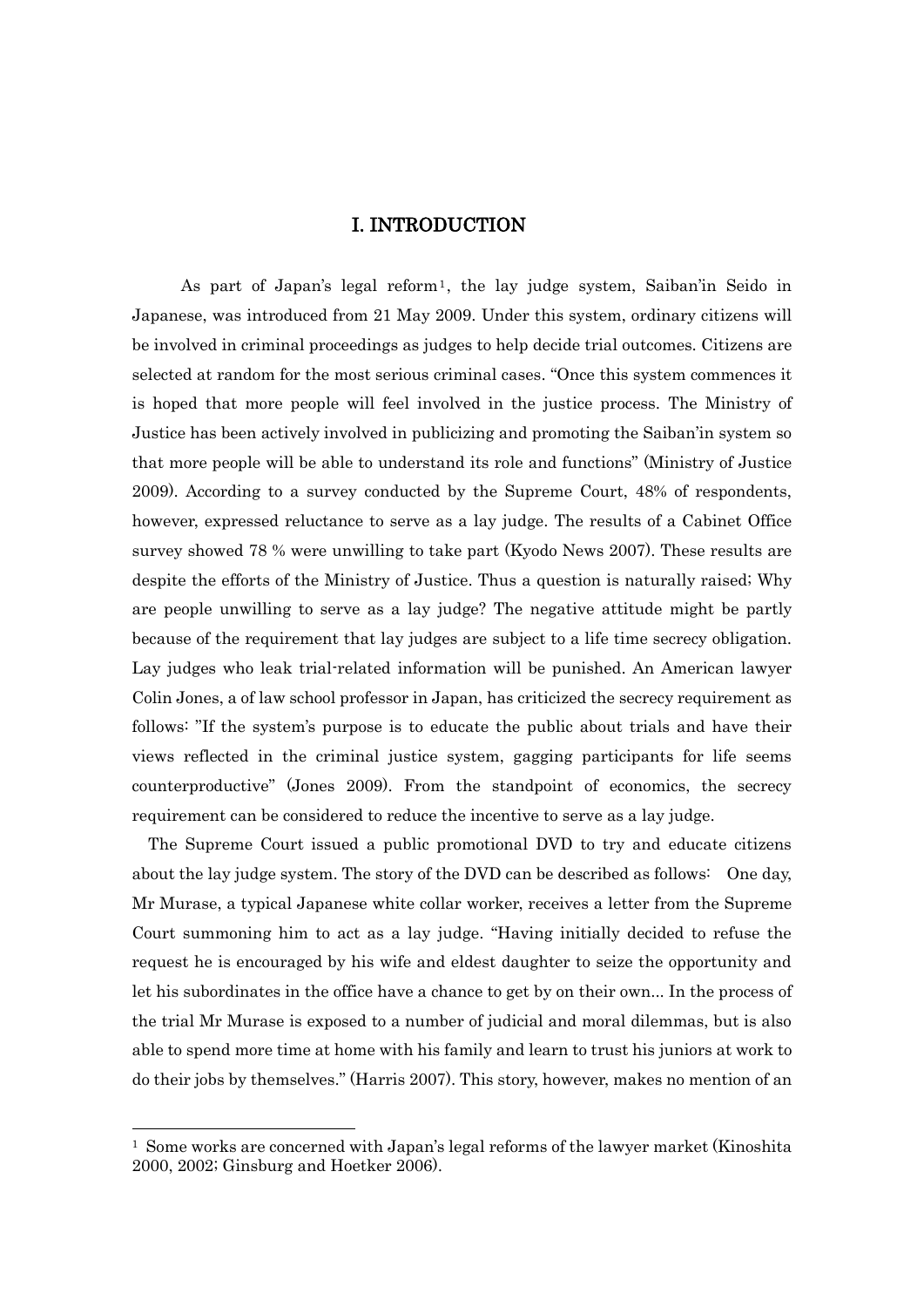# I. INTRODUCTION

As part of Japan's legal reform[1], the lay judge system, Saiban'in Seido in Japanese, was introduced from 21 May 2009. Under this system, ordinary citizens will be involved in criminal proceedings as judges to help decide trial outcomes. Citizens are selected at random for the most serious criminal cases. "Once this system commences it is hoped that more people will feel involved in the justice process. The Ministry of Justice has been actively involved in publicizing and promoting the Saiban'in system so that more people will be able to understand its role and functions" (Ministry of Justice 2009). According to a survey conducted by the Supreme Court, 48% of respondents, however, expressed reluctance to serve as a lay judge. The results of a Cabinet Office survey showed 78 % were unwilling to take part (Kyodo News 2007). These results are despite the efforts of the Ministry of Justice. Thus a question is naturally raised; Why are people unwilling to serve as a lay judge? The negative attitude might be partly because of the requirement that lay judges are subject to a life time secrecy obligation. Lay judges who leak trial-related information will be punished. An American lawyer Colin Jones, a of law school professor in Japan, has criticized the secrecy requirement as follows: "If the system's purpose is to educate the public about trials and have their views reflected in the criminal justice system, gagging participants for life seems counterproductive" (Jones 2009). From the standpoint of economics, the secrecy requirement can be considered to reduce the incentive to serve as a lay judge.

The Supreme Court issued a public promotional DVD to try and educate citizens about the lay judge system. The story of the DVD can be described as follows: One day, Mr Murase, a typical Japanese white collar worker, receives a letter from the Supreme Court summoning him to act as a lay judge. "Having initially decided to refuse the request he is encouraged by his wife and eldest daughter to seize the opportunity and let his subordinates in the office have a chance to get by on their own... In the process of the trial Mr Murase is exposed to a number of judicial and moral dilemmas, but is also able to spend more time at home with his family and learn to trust his juniors at work to do their jobs by themselves." (Harris 2007). This story, however, makes no mention of an

---

[1] Some works are concerned with Japan's legal reforms of the lawyer market (Kinoshita 2000, 2002; Ginsburg and Hoetker 2006).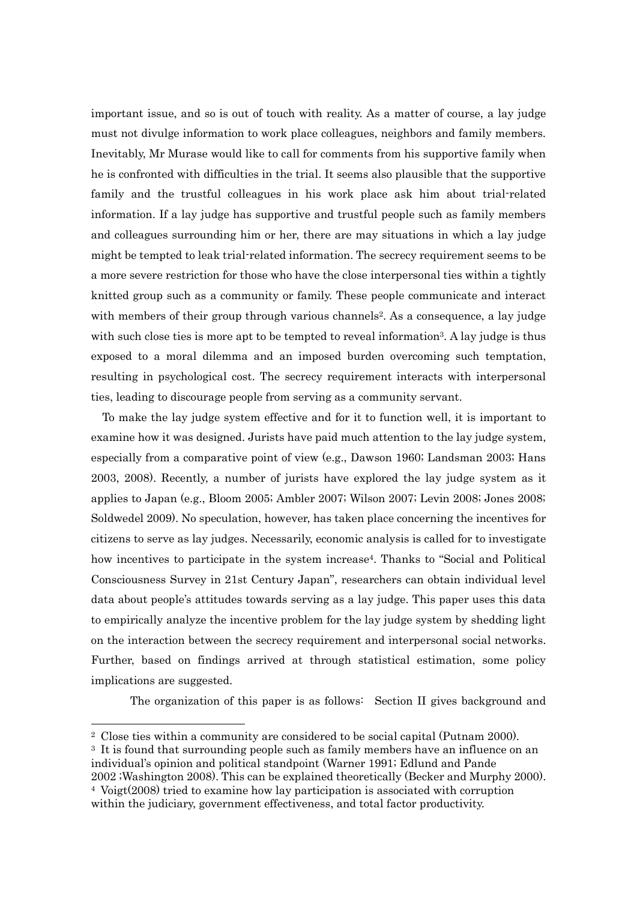important issue, and so is out of touch with reality. As a matter of course, a lay judge must not divulge information to work place colleagues, neighbors and family members. Inevitably, Mr Murase would like to call for comments from his supportive family when he is confronted with difficulties in the trial. It seems also plausible that the supportive family and the trustful colleagues in his work place ask him about trial-related information. If a lay judge has supportive and trustful people such as family members and colleagues surrounding him or her, there are may situations in which a lay judge might be tempted to leak trial-related information. The secrecy requirement seems to be a more severe restriction for those who have the close interpersonal ties within a tightly knitted group such as a community or family. These people communicate and interact with members of their group through various channels[2]. As a consequence, a lay judge with such close ties is more apt to be tempted to reveal information[3]. A lay judge is thus exposed to a moral dilemma and an imposed burden overcoming such temptation, resulting in psychological cost. The secrecy requirement interacts with interpersonal ties, leading to discourage people from serving as a community servant.

To make the lay judge system effective and for it to function well, it is important to examine how it was designed. Jurists have paid much attention to the lay judge system, especially from a comparative point of view (e.g., Dawson 1960; Landsman 2003; Hans 2003, 2008). Recently, a number of jurists have explored the lay judge system as it applies to Japan (e.g., Bloom 2005; Ambler 2007; Wilson 2007; Levin 2008; Jones 2008; Soldwedel 2009). No speculation, however, has taken place concerning the incentives for citizens to serve as lay judges. Necessarily, economic analysis is called for to investigate how incentives to participate in the system increase[4]. Thanks to "Social and Political Consciousness Survey in 21st Century Japan", researchers can obtain individual level data about people's attitudes towards serving as a lay judge. This paper uses this data to empirically analyze the incentive problem for the lay judge system by shedding light on the interaction between the secrecy requirement and interpersonal social networks. Further, based on findings arrived at through statistical estimation, some policy implications are suggested.

The organization of this paper is as follows: Section II gives background and

---

[2] Close ties within a community are considered to be social capital (Putnam 2000).

[3] It is found that surrounding people such as family members have an influence on an individual's opinion and political standpoint (Warner 1991; Edlund and Pande 2002 ;Washington 2008). This can be explained theoretically (Becker and Murphy 2000).

[4] Voigt(2008) tried to examine how lay participation is associated with corruption within the judiciary, government effectiveness, and total factor productivity.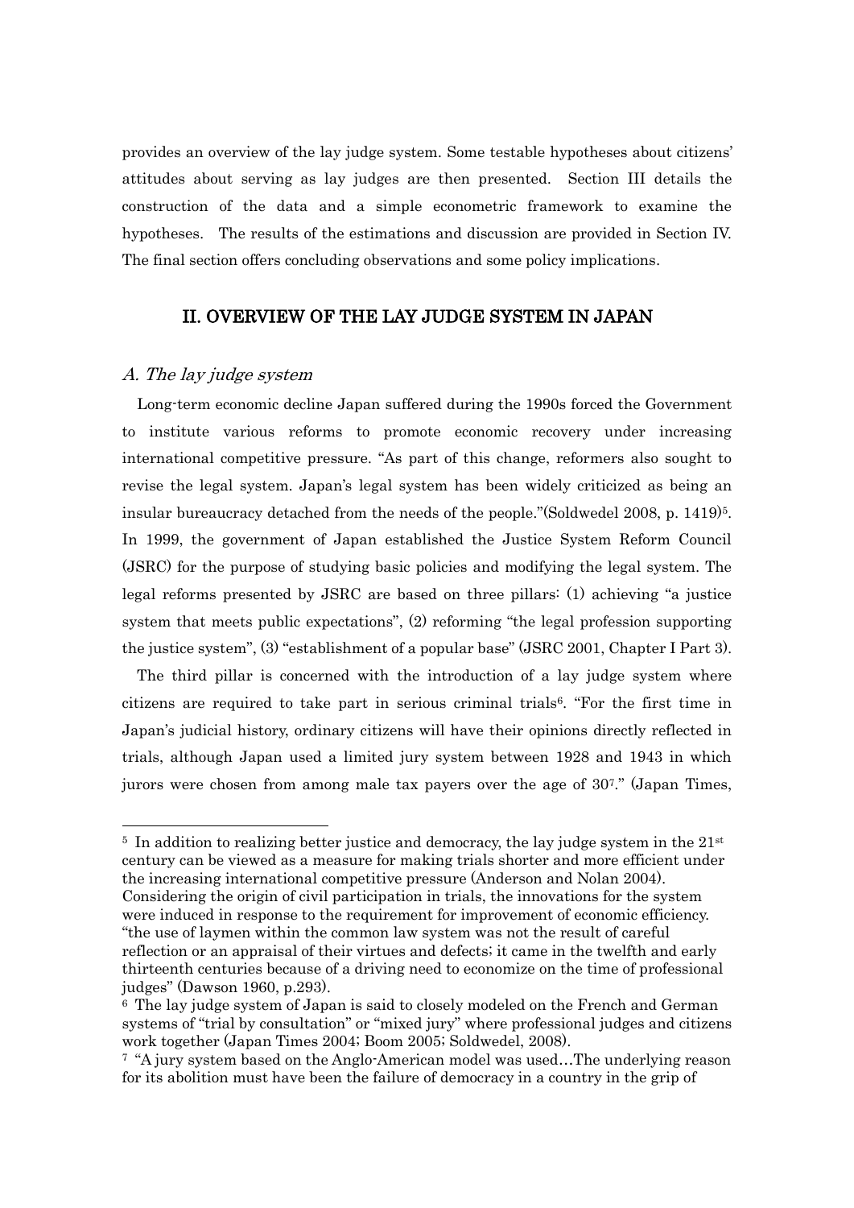provides an overview of the lay judge system. Some testable hypotheses about citizens' attitudes about serving as lay judges are then presented. Section III details the construction of the data and a simple econometric framework to examine the hypotheses. The results of the estimations and discussion are provided in Section IV. The final section offers concluding observations and some policy implications.

## II. OVERVIEW OF THE LAY JUDGE SYSTEM IN JAPAN

### *A. The lay judge system*

Long-term economic decline Japan suffered during the 1990s forced the Government to institute various reforms to promote economic recovery under increasing international competitive pressure. "As part of this change, reformers also sought to revise the legal system. Japan's legal system has been widely criticized as being an insular bureaucracy detached from the needs of the people."(Soldwedel 2008, p. 1419)[5]. In 1999, the government of Japan established the Justice System Reform Council (JSRC) for the purpose of studying basic policies and modifying the legal system. The legal reforms presented by JSRC are based on three pillars: (1) achieving "a justice system that meets public expectations", (2) reforming "the legal profession supporting the justice system", (3) "establishment of a popular base" (JSRC 2001, Chapter I Part 3).

The third pillar is concerned with the introduction of a lay judge system where citizens are required to take part in serious criminal trials[6]. "For the first time in Japan's judicial history, ordinary citizens will have their opinions directly reflected in trials, although Japan used a limited jury system between 1928 and 1943 in which jurors were chosen from among male tax payers over the age of 30[7]." (Japan Times,

---

[5] In addition to realizing better justice and democracy, the lay judge system in the 21st century can be viewed as a measure for making trials shorter and more efficient under the increasing international competitive pressure (Anderson and Nolan 2004). Considering the origin of civil participation in trials, the innovations for the system were induced in response to the requirement for improvement of economic efficiency. "the use of laymen within the common law system was not the result of careful reflection or an appraisal of their virtues and defects; it came in the twelfth and early thirteenth centuries because of a driving need to economize on the time of professional judges" (Dawson 1960, p.293).

[6] The lay judge system of Japan is said to closely modeled on the French and German systems of "trial by consultation" or "mixed jury" where professional judges and citizens work together (Japan Times 2004; Boom 2005; Soldwedel, 2008).

[7] "A jury system based on the Anglo-American model was used…The underlying reason for its abolition must have been the failure of democracy in a country in the grip of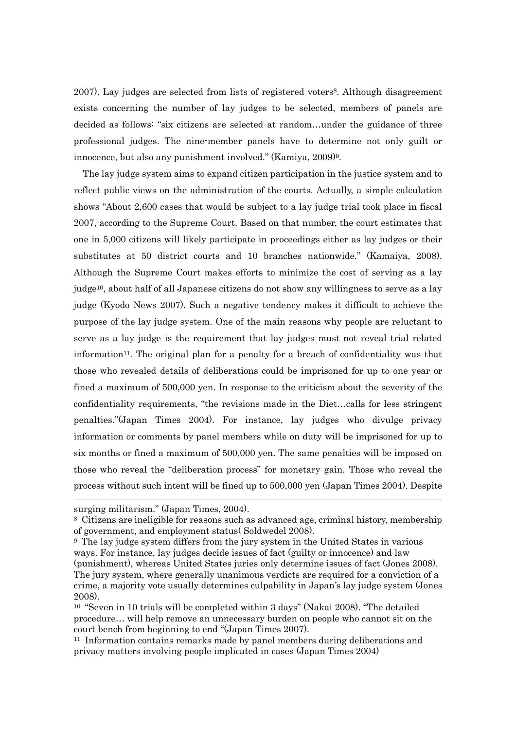2007). Lay judges are selected from lists of registered voters[8]. Although disagreement exists concerning the number of lay judges to be selected, members of panels are decided as follows: "six citizens are selected at random…under the guidance of three professional judges. The nine-member panels have to determine not only guilt or innocence, but also any punishment involved." (Kamiya, 2009)[9].

The lay judge system aims to expand citizen participation in the justice system and to reflect public views on the administration of the courts. Actually, a simple calculation shows "About 2,600 cases that would be subject to a lay judge trial took place in fiscal 2007, according to the Supreme Court. Based on that number, the court estimates that one in 5,000 citizens will likely participate in proceedings either as lay judges or their substitutes at 50 district courts and 10 branches nationwide." (Kamaiya, 2008). Although the Supreme Court makes efforts to minimize the cost of serving as a lay judge[10], about half of all Japanese citizens do not show any willingness to serve as a lay judge (Kyodo News 2007). Such a negative tendency makes it difficult to achieve the purpose of the lay judge system. One of the main reasons why people are reluctant to serve as a lay judge is the requirement that lay judges must not reveal trial related information[11]. The original plan for a penalty for a breach of confidentiality was that those who revealed details of deliberations could be imprisoned for up to one year or fined a maximum of 500,000 yen. In response to the criticism about the severity of the confidentiality requirements, "the revisions made in the Diet…calls for less stringent penalties."(Japan Times 2004). For instance, lay judges who divulge privacy information or comments by panel members while on duty will be imprisoned for up to six months or fined a maximum of 500,000 yen. The same penalties will be imposed on those who reveal the "deliberation process" for monetary gain. Those who reveal the process without such intent will be fined up to 500,000 yen (Japan Times 2004). Despite

---

surging militarism." (Japan Times, 2004).

[8] Citizens are ineligible for reasons such as advanced age, criminal history, membership of government, and employment status( Soldwedel 2008).

[9] The lay judge system differs from the jury system in the United States in various ways. For instance, lay judges decide issues of fact (guilty or innocence) and law (punishment), whereas United States juries only determine issues of fact (Jones 2008). The jury system, where generally unanimous verdicts are required for a conviction of a crime, a majority vote usually determines culpability in Japan's lay judge system (Jones 2008).

[10] "Seven in 10 trials will be completed within 3 days" (Nakai 2008). "The detailed procedure… will help remove an unnecessary burden on people who cannot sit on the court bench from beginning to end "(Japan Times 2007).

[11] Information contains remarks made by panel members during deliberations and privacy matters involving people implicated in cases (Japan Times 2004)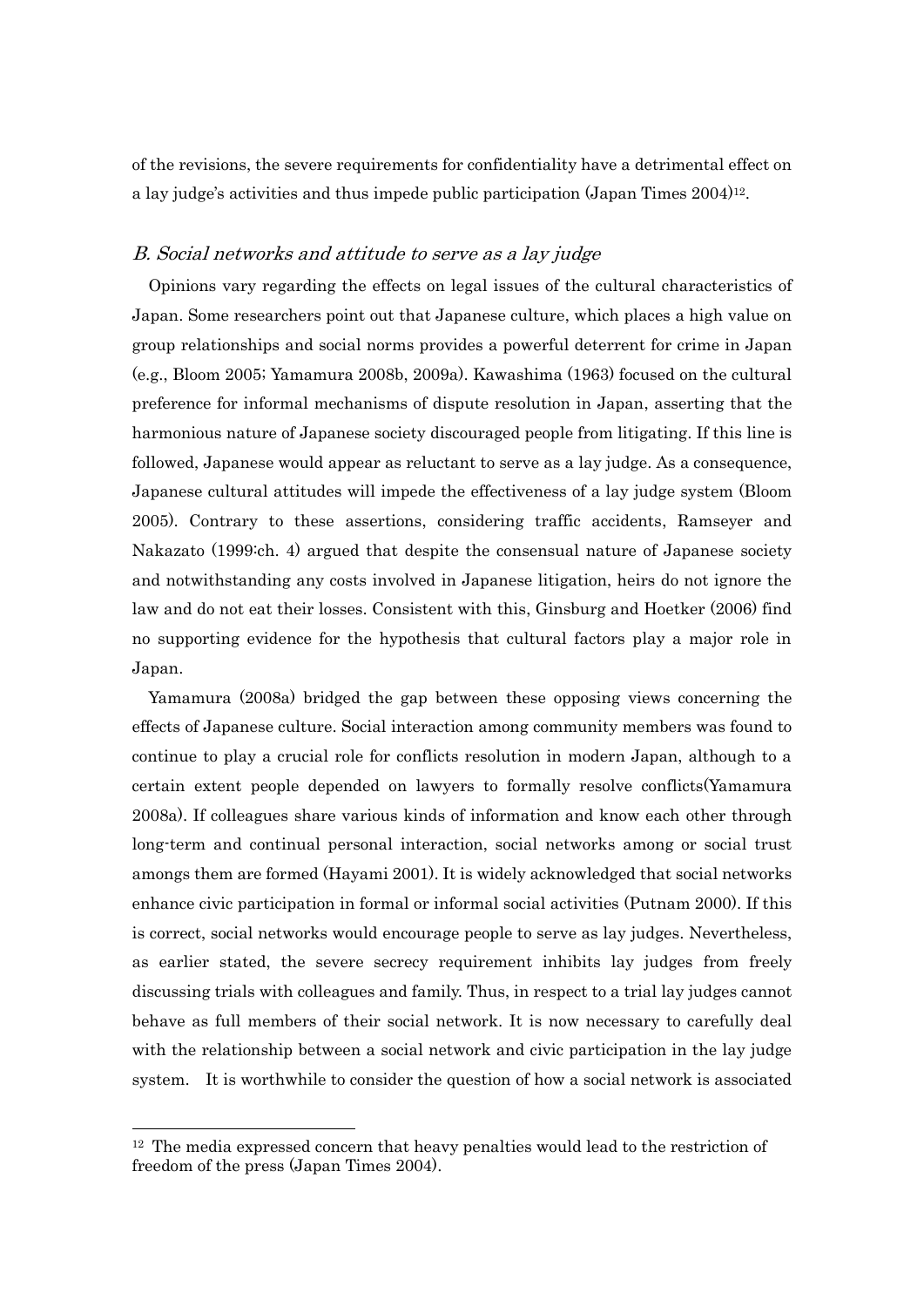of the revisions, the severe requirements for confidentiality have a detrimental effect on a lay judge's activities and thus impede public participation (Japan Times 2004)[12].

### *B. Social networks and attitude to serve as a lay judge*

Opinions vary regarding the effects on legal issues of the cultural characteristics of Japan. Some researchers point out that Japanese culture, which places a high value on group relationships and social norms provides a powerful deterrent for crime in Japan (e.g., Bloom 2005; Yamamura 2008b, 2009a). Kawashima (1963) focused on the cultural preference for informal mechanisms of dispute resolution in Japan, asserting that the harmonious nature of Japanese society discouraged people from litigating. If this line is followed, Japanese would appear as reluctant to serve as a lay judge. As a consequence, Japanese cultural attitudes will impede the effectiveness of a lay judge system (Bloom 2005). Contrary to these assertions, considering traffic accidents, Ramseyer and Nakazato (1999:ch. 4) argued that despite the consensual nature of Japanese society and notwithstanding any costs involved in Japanese litigation, heirs do not ignore the law and do not eat their losses. Consistent with this, Ginsburg and Hoetker (2006) find no supporting evidence for the hypothesis that cultural factors play a major role in Japan.

Yamamura (2008a) bridged the gap between these opposing views concerning the effects of Japanese culture. Social interaction among community members was found to continue to play a crucial role for conflicts resolution in modern Japan, although to a certain extent people depended on lawyers to formally resolve conflicts(Yamamura 2008a). If colleagues share various kinds of information and know each other through long-term and continual personal interaction, social networks among or social trust amongs them are formed (Hayami 2001). It is widely acknowledged that social networks enhance civic participation in formal or informal social activities (Putnam 2000). If this is correct, social networks would encourage people to serve as lay judges. Nevertheless, as earlier stated, the severe secrecy requirement inhibits lay judges from freely discussing trials with colleagues and family. Thus, in respect to a trial lay judges cannot behave as full members of their social network. It is now necessary to carefully deal with the relationship between a social network and civic participation in the lay judge system. It is worthwhile to consider the question of how a social network is associated

[12] The media expressed concern that heavy penalties would lead to the restriction of freedom of the press (Japan Times 2004).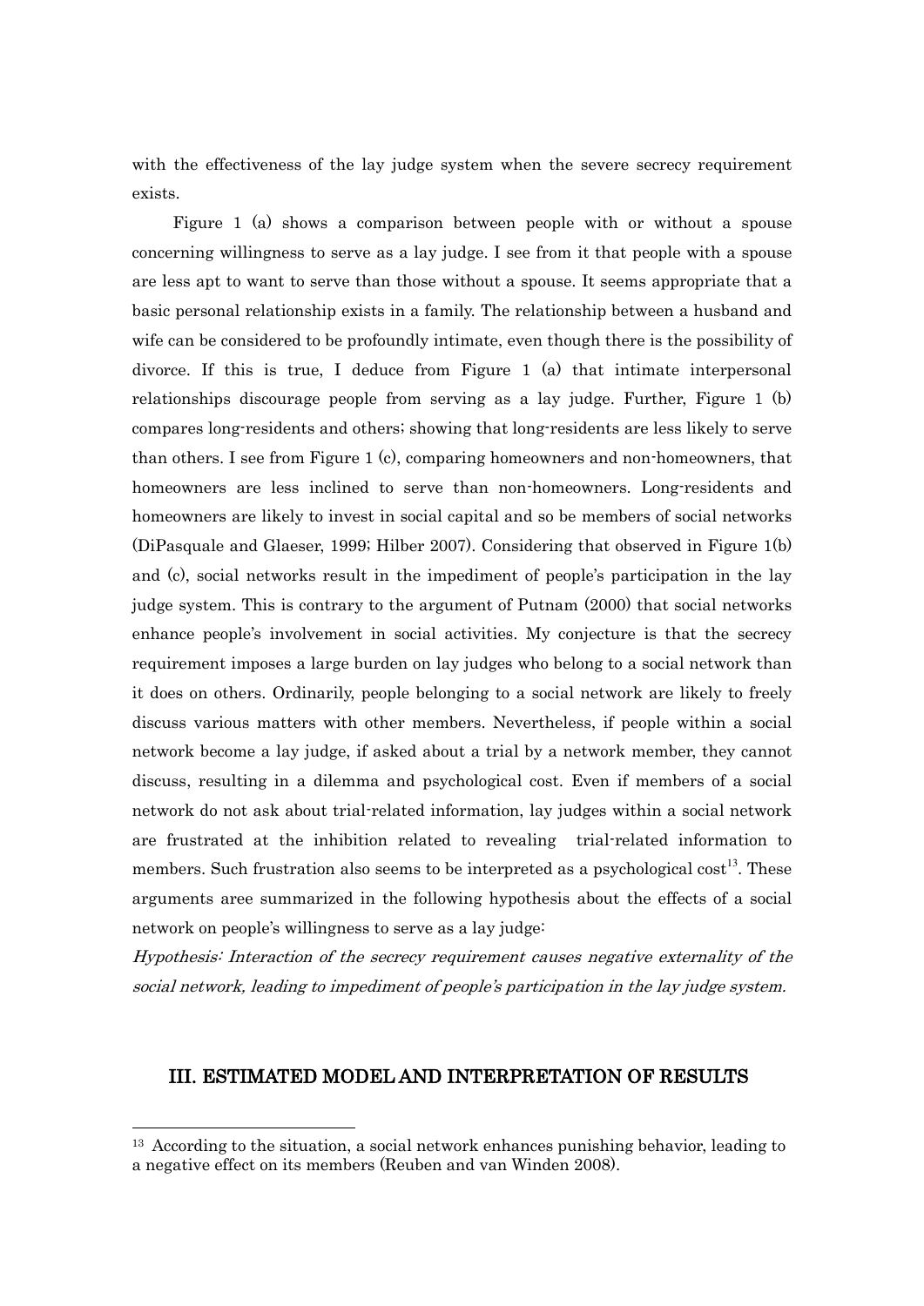with the effectiveness of the lay judge system when the severe secrecy requirement exists.

Figure 1 (a) shows a comparison between people with or without a spouse concerning willingness to serve as a lay judge. I see from it that people with a spouse are less apt to want to serve than those without a spouse. It seems appropriate that a basic personal relationship exists in a family. The relationship between a husband and wife can be considered to be profoundly intimate, even though there is the possibility of divorce. If this is true, I deduce from Figure 1 (a) that intimate interpersonal relationships discourage people from serving as a lay judge. Further, Figure 1 (b) compares long-residents and others; showing that long-residents are less likely to serve than others. I see from Figure 1 (c), comparing homeowners and non-homeowners, that homeowners are less inclined to serve than non-homeowners. Long-residents and homeowners are likely to invest in social capital and so be members of social networks (DiPasquale and Glaeser, 1999; Hilber 2007). Considering that observed in Figure 1(b) and (c), social networks result in the impediment of people's participation in the lay judge system. This is contrary to the argument of Putnam (2000) that social networks enhance people's involvement in social activities. My conjecture is that the secrecy requirement imposes a large burden on lay judges who belong to a social network than it does on others. Ordinarily, people belonging to a social network are likely to freely discuss various matters with other members. Nevertheless, if people within a social network become a lay judge, if asked about a trial by a network member, they cannot discuss, resulting in a dilemma and psychological cost. Even if members of a social network do not ask about trial-related information, lay judges within a social network are frustrated at the inhibition related to revealing trial-related information to members. Such frustration also seems to be interpreted as a psychological cost[13]. These arguments aree summarized in the following hypothesis about the effects of a social network on people's willingness to serve as a lay judge:

*Hypothesis: Interaction of the secrecy requirement causes negative externality of the social network, leading to impediment of people's participation in the lay judge system.*

## III. ESTIMATED MODEL AND INTERPRETATION OF RESULTS

[13] According to the situation, a social network enhances punishing behavior, leading to a negative effect on its members (Reuben and van Winden 2008).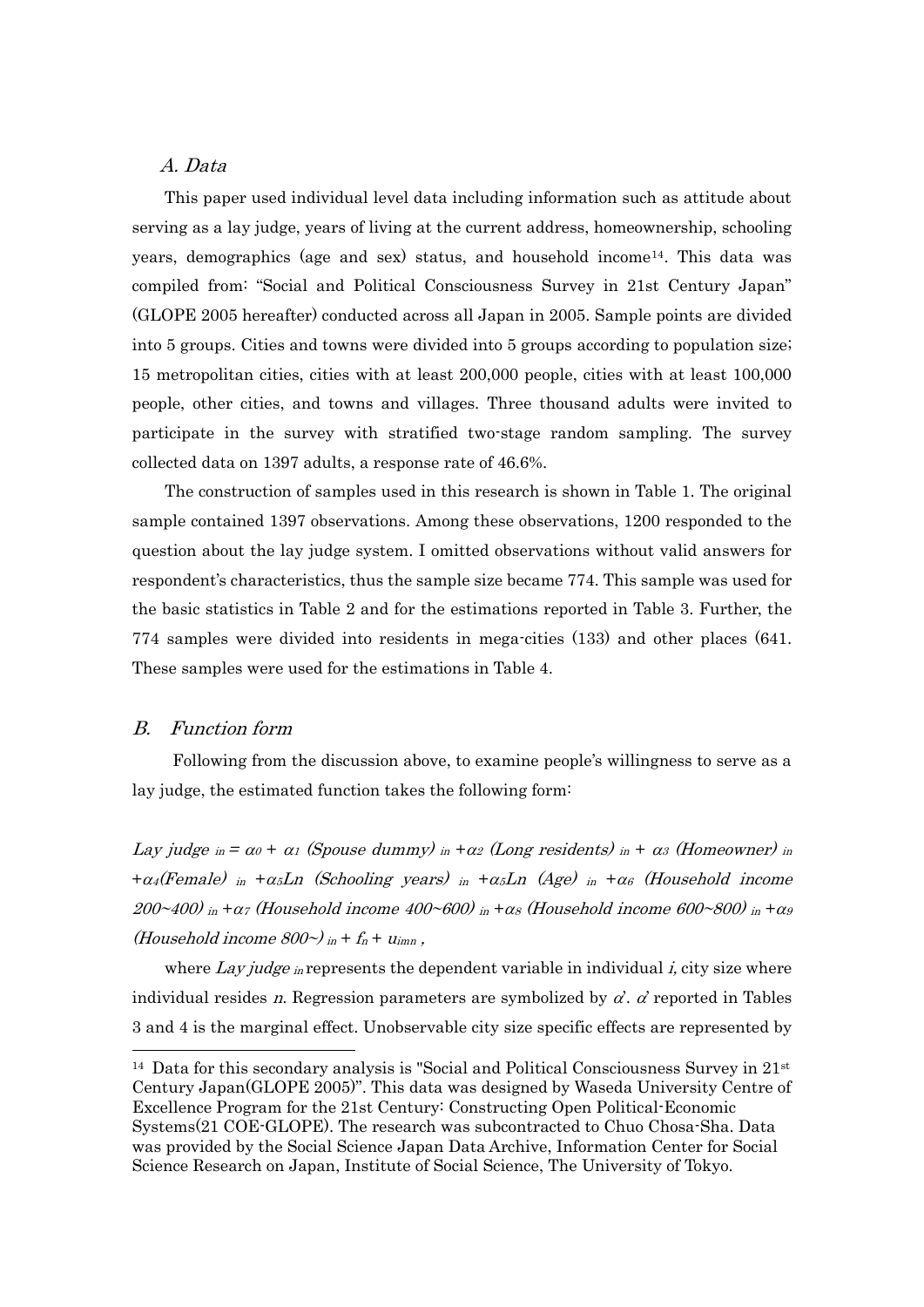### *A. Data*

This paper used individual level data including information such as attitude about serving as a lay judge, years of living at the current address, homeownership, schooling years, demographics (age and sex) status, and household income[14]. This data was compiled from: "Social and Political Consciousness Survey in 21st Century Japan" (GLOPE 2005 hereafter) conducted across all Japan in 2005. Sample points are divided into 5 groups. Cities and towns were divided into 5 groups according to population size; 15 metropolitan cities, cities with at least 200,000 people, cities with at least 100,000 people, other cities, and towns and villages. Three thousand adults were invited to participate in the survey with stratified two-stage random sampling. The survey collected data on 1397 adults, a response rate of 46.6%.

The construction of samples used in this research is shown in Table 1. The original sample contained 1397 observations. Among these observations, 1200 responded to the question about the lay judge system. I omitted observations without valid answers for respondent's characteristics, thus the sample size became 774. This sample was used for the basic statistics in Table 2 and for the estimations reported in Table 3. Further, the 774 samples were divided into residents in mega-cities (133) and other places (641. These samples were used for the estimations in Table 4.

### *B. Function form*

Following from the discussion above, to examine people's willingness to serve as a lay judge, the estimated function takes the following form:

$$\textit{Lay judge}_{in} = \alpha_0 + \alpha_1 \textit{(Spouse dummy)}_{in} + \alpha_2 \textit{(Long residents)}_{in} + \alpha_3 \textit{(Homeowner)}_{in} + \alpha_4 \textit{(Female)}_{in} + \alpha_5 \textit{Ln (Schooling years)}_{in} + \alpha_5 \textit{Ln (Age)}_{in} + \alpha_6 \textit{(Household income 200~400)}_{in} + \alpha_7 \textit{(Household income 400~600)}_{in} + \alpha_8 \textit{(Household income 600~800)}_{in} + \alpha_9 \textit{(Household income 800~)}_{in} + f_n + u_{imn},$$

where $\textit{Lay judge}_{in}$ represents the dependent variable in individual *i*, city size where individual resides *n*. Regression parameters are symbolized by $\alpha$. $\alpha$ reported in Tables 3 and 4 is the marginal effect. Unobservable city size specific effects are represented by

---

[14] Data for this secondary analysis is "Social and Political Consciousness Survey in 21st Century Japan(GLOPE 2005)". This data was designed by Waseda University Centre of Excellence Program for the 21st Century: Constructing Open Political-Economic Systems(21 COE-GLOPE). The research was subcontracted to Chuo Chosa-Sha. Data was provided by the Social Science Japan Data Archive, Information Center for Social Science Research on Japan, Institute of Social Science, The University of Tokyo.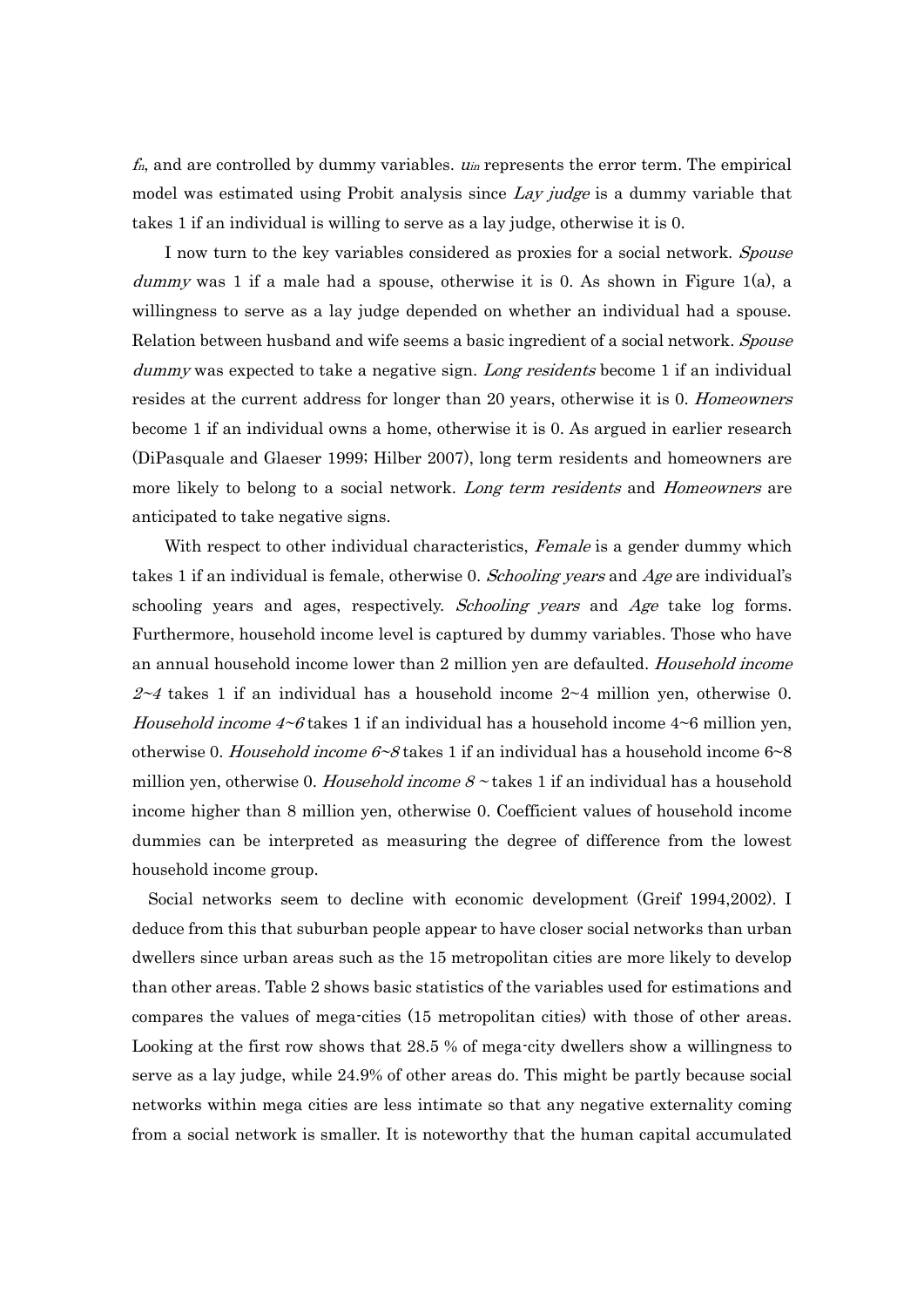$f_n$, and are controlled by dummy variables. $u_{in}$ represents the error term. The empirical model was estimated using Probit analysis since *Lay judge* is a dummy variable that takes 1 if an individual is willing to serve as a lay judge, otherwise it is 0.

I now turn to the key variables considered as proxies for a social network. *Spouse dummy* was 1 if a male had a spouse, otherwise it is 0. As shown in Figure 1(a), a willingness to serve as a lay judge depended on whether an individual had a spouse. Relation between husband and wife seems a basic ingredient of a social network. *Spouse dummy* was expected to take a negative sign. *Long residents* become 1 if an individual resides at the current address for longer than 20 years, otherwise it is 0. *Homeowners* become 1 if an individual owns a home, otherwise it is 0. As argued in earlier research (DiPasquale and Glaeser 1999; Hilber 2007), long term residents and homeowners are more likely to belong to a social network. *Long term residents* and *Homeowners* are anticipated to take negative signs.

With respect to other individual characteristics, *Female* is a gender dummy which takes 1 if an individual is female, otherwise 0. *Schooling years* and *Age* are individual's schooling years and ages, respectively. *Schooling years* and *Age* take log forms. Furthermore, household income level is captured by dummy variables. Those who have an annual household income lower than 2 million yen are defaulted. *Household income 2~4* takes 1 if an individual has a household income 2~4 million yen, otherwise 0. *Household income 4~6* takes 1 if an individual has a household income 4~6 million yen, otherwise 0. *Household income 6~8* takes 1 if an individual has a household income 6~8 million yen, otherwise 0. *Household income 8 ~* takes 1 if an individual has a household income higher than 8 million yen, otherwise 0. Coefficient values of household income dummies can be interpreted as measuring the degree of difference from the lowest household income group.

Social networks seem to decline with economic development (Greif 1994,2002). I deduce from this that suburban people appear to have closer social networks than urban dwellers since urban areas such as the 15 metropolitan cities are more likely to develop than other areas. Table 2 shows basic statistics of the variables used for estimations and compares the values of mega-cities (15 metropolitan cities) with those of other areas. Looking at the first row shows that 28.5 % of mega-city dwellers show a willingness to serve as a lay judge, while 24.9% of other areas do. This might be partly because social networks within mega cities are less intimate so that any negative externality coming from a social network is smaller. It is noteworthy that the human capital accumulated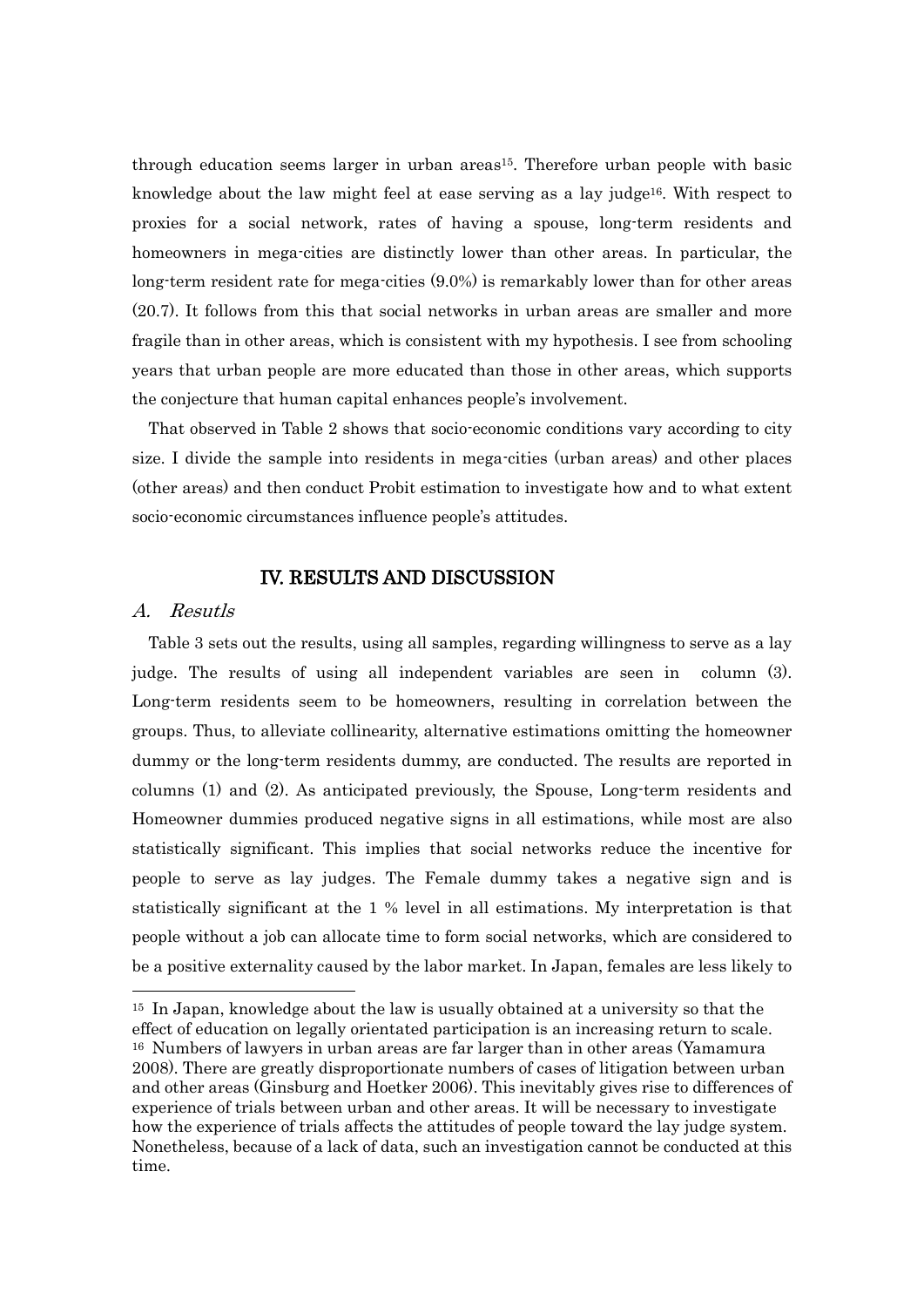through education seems larger in urban areas[15]. Therefore urban people with basic knowledge about the law might feel at ease serving as a lay judge[16]. With respect to proxies for a social network, rates of having a spouse, long-term residents and homeowners in mega-cities are distinctly lower than other areas. In particular, the long-term resident rate for mega-cities (9.0%) is remarkably lower than for other areas (20.7). It follows from this that social networks in urban areas are smaller and more fragile than in other areas, which is consistent with my hypothesis. I see from schooling years that urban people are more educated than those in other areas, which supports the conjecture that human capital enhances people's involvement.

That observed in Table 2 shows that socio-economic conditions vary according to city size. I divide the sample into residents in mega-cities (urban areas) and other places (other areas) and then conduct Probit estimation to investigate how and to what extent socio-economic circumstances influence people's attitudes.

## IV. RESULTS AND DISCUSSION

### A. *Resutls*

Table 3 sets out the results, using all samples, regarding willingness to serve as a lay judge. The results of using all independent variables are seen in column (3). Long-term residents seem to be homeowners, resulting in correlation between the groups. Thus, to alleviate collinearity, alternative estimations omitting the homeowner dummy or the long-term residents dummy, are conducted. The results are reported in columns (1) and (2). As anticipated previously, the Spouse, Long-term residents and Homeowner dummies produced negative signs in all estimations, while most are also statistically significant. This implies that social networks reduce the incentive for people to serve as lay judges. The Female dummy takes a negative sign and is statistically significant at the 1 % level in all estimations. My interpretation is that people without a job can allocate time to form social networks, which are considered to be a positive externality caused by the labor market. In Japan, females are less likely to

---

[15] In Japan, knowledge about the law is usually obtained at a university so that the effect of education on legally orientated participation is an increasing return to scale.

[16] Numbers of lawyers in urban areas are far larger than in other areas (Yamamura 2008). There are greatly disproportionate numbers of cases of litigation between urban and other areas (Ginsburg and Hoetker 2006). This inevitably gives rise to differences of experience of trials between urban and other areas. It will be necessary to investigate how the experience of trials affects the attitudes of people toward the lay judge system. Nonetheless, because of a lack of data, such an investigation cannot be conducted at this time.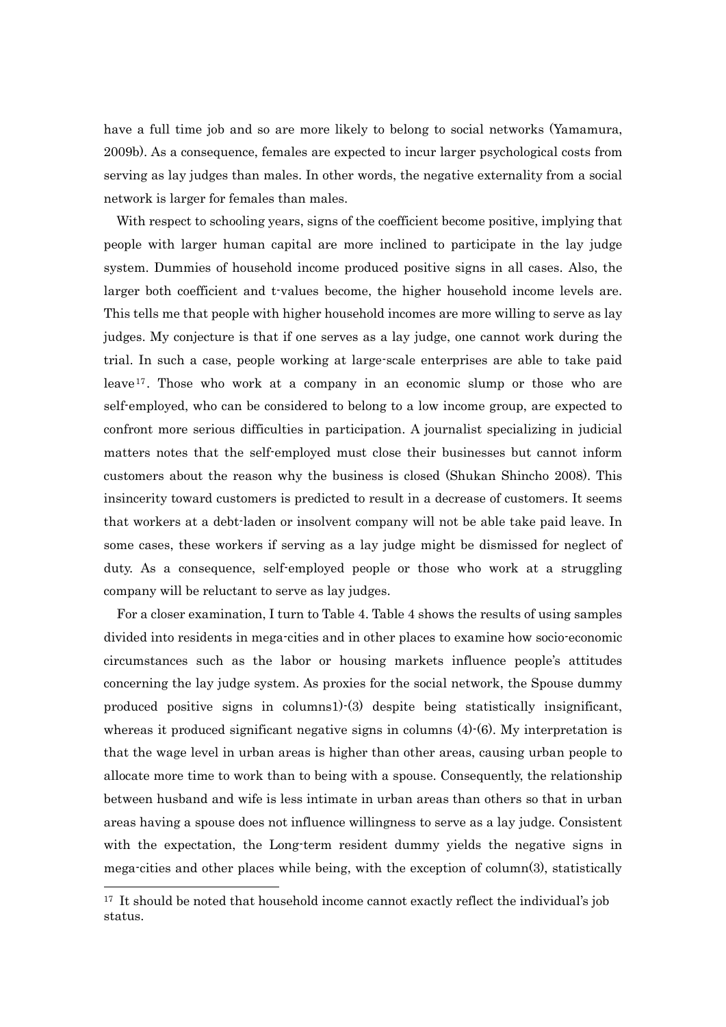have a full time job and so are more likely to belong to social networks (Yamamura, 2009b). As a consequence, females are expected to incur larger psychological costs from serving as lay judges than males. In other words, the negative externality from a social network is larger for females than males.

With respect to schooling years, signs of the coefficient become positive, implying that people with larger human capital are more inclined to participate in the lay judge system. Dummies of household income produced positive signs in all cases. Also, the larger both coefficient and t-values become, the higher household income levels are. This tells me that people with higher household incomes are more willing to serve as lay judges. My conjecture is that if one serves as a lay judge, one cannot work during the trial. In such a case, people working at large-scale enterprises are able to take paid leave[17]. Those who work at a company in an economic slump or those who are self-employed, who can be considered to belong to a low income group, are expected to confront more serious difficulties in participation. A journalist specializing in judicial matters notes that the self-employed must close their businesses but cannot inform customers about the reason why the business is closed (Shukan Shincho 2008). This insincerity toward customers is predicted to result in a decrease of customers. It seems that workers at a debt-laden or insolvent company will not be able take paid leave. In some cases, these workers if serving as a lay judge might be dismissed for neglect of duty. As a consequence, self-employed people or those who work at a struggling company will be reluctant to serve as lay judges.

For a closer examination, I turn to Table 4. Table 4 shows the results of using samples divided into residents in mega-cities and in other places to examine how socio-economic circumstances such as the labor or housing markets influence people's attitudes concerning the lay judge system. As proxies for the social network, the Spouse dummy produced positive signs in columns1)-(3) despite being statistically insignificant, whereas it produced significant negative signs in columns (4)-(6). My interpretation is that the wage level in urban areas is higher than other areas, causing urban people to allocate more time to work than to being with a spouse. Consequently, the relationship between husband and wife is less intimate in urban areas than others so that in urban areas having a spouse does not influence willingness to serve as a lay judge. Consistent with the expectation, the Long-term resident dummy yields the negative signs in mega-cities and other places while being, with the exception of column(3), statistically

[17] It should be noted that household income cannot exactly reflect the individual's job status.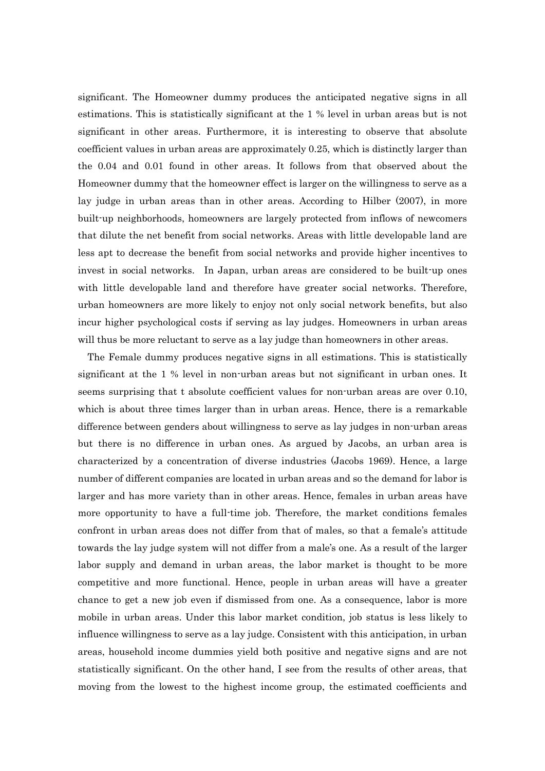significant. The Homeowner dummy produces the anticipated negative signs in all estimations. This is statistically significant at the 1 % level in urban areas but is not significant in other areas. Furthermore, it is interesting to observe that absolute coefficient values in urban areas are approximately 0.25, which is distinctly larger than the 0.04 and 0.01 found in other areas. It follows from that observed about the Homeowner dummy that the homeowner effect is larger on the willingness to serve as a lay judge in urban areas than in other areas. According to Hilber (2007), in more built-up neighborhoods, homeowners are largely protected from inflows of newcomers that dilute the net benefit from social networks. Areas with little developable land are less apt to decrease the benefit from social networks and provide higher incentives to invest in social networks. In Japan, urban areas are considered to be built-up ones with little developable land and therefore have greater social networks. Therefore, urban homeowners are more likely to enjoy not only social network benefits, but also incur higher psychological costs if serving as lay judges. Homeowners in urban areas will thus be more reluctant to serve as a lay judge than homeowners in other areas.

The Female dummy produces negative signs in all estimations. This is statistically significant at the 1 % level in non-urban areas but not significant in urban ones. It seems surprising that t absolute coefficient values for non-urban areas are over 0.10, which is about three times larger than in urban areas. Hence, there is a remarkable difference between genders about willingness to serve as lay judges in non-urban areas but there is no difference in urban ones. As argued by Jacobs, an urban area is characterized by a concentration of diverse industries (Jacobs 1969). Hence, a large number of different companies are located in urban areas and so the demand for labor is larger and has more variety than in other areas. Hence, females in urban areas have more opportunity to have a full-time job. Therefore, the market conditions females confront in urban areas does not differ from that of males, so that a female's attitude towards the lay judge system will not differ from a male's one. As a result of the larger labor supply and demand in urban areas, the labor market is thought to be more competitive and more functional. Hence, people in urban areas will have a greater chance to get a new job even if dismissed from one. As a consequence, labor is more mobile in urban areas. Under this labor market condition, job status is less likely to influence willingness to serve as a lay judge. Consistent with this anticipation, in urban areas, household income dummies yield both positive and negative signs and are not statistically significant. On the other hand, I see from the results of other areas, that moving from the lowest to the highest income group, the estimated coefficients and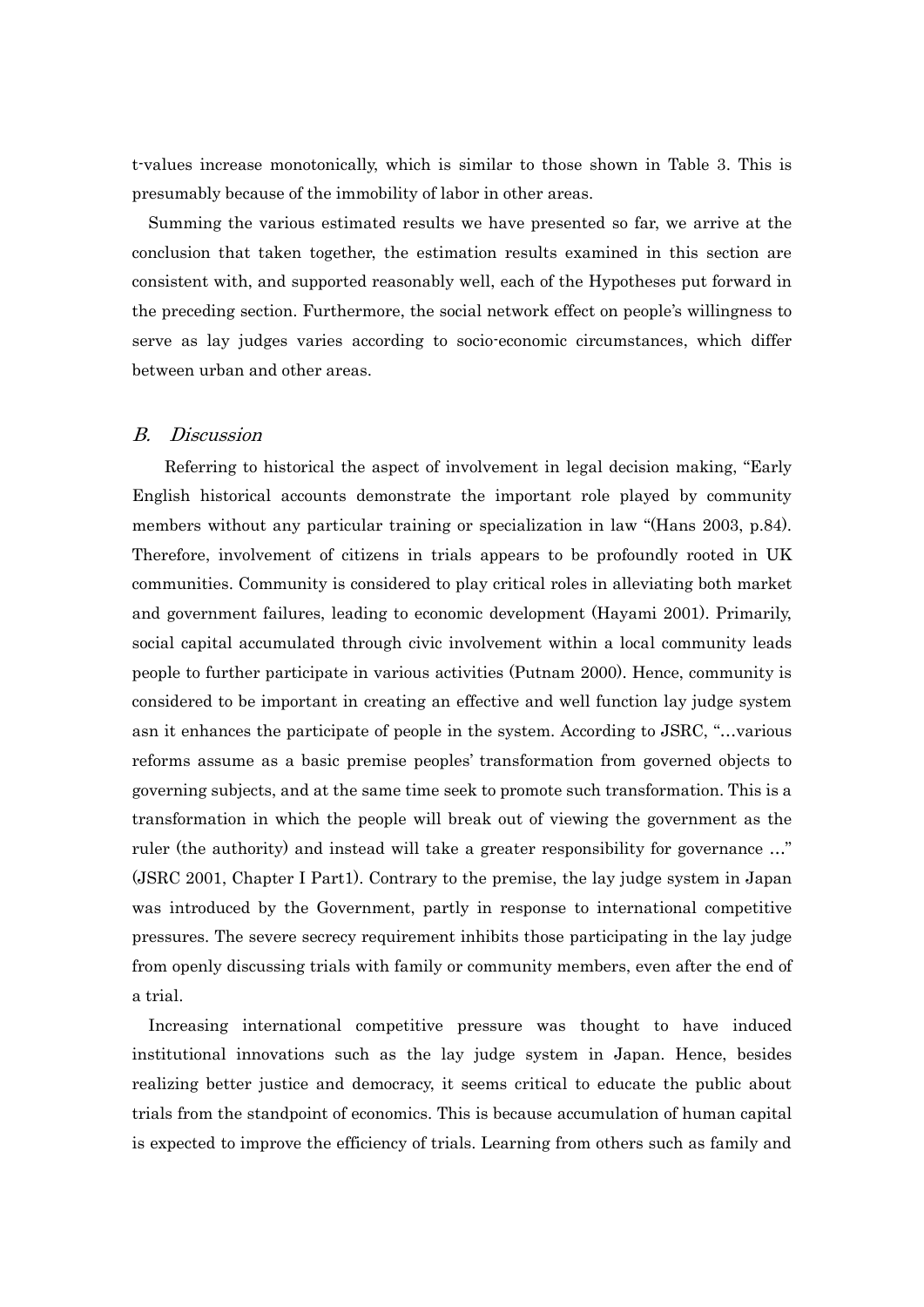t-values increase monotonically, which is similar to those shown in Table 3. This is presumably because of the immobility of labor in other areas.

Summing the various estimated results we have presented so far, we arrive at the conclusion that taken together, the estimation results examined in this section are consistent with, and supported reasonably well, each of the Hypotheses put forward in the preceding section. Furthermore, the social network effect on people's willingness to serve as lay judges varies according to socio-economic circumstances, which differ between urban and other areas.

### *B. Discussion*

Referring to historical the aspect of involvement in legal decision making, "Early English historical accounts demonstrate the important role played by community members without any particular training or specialization in law "(Hans 2003, p.84). Therefore, involvement of citizens in trials appears to be profoundly rooted in UK communities. Community is considered to play critical roles in alleviating both market and government failures, leading to economic development (Hayami 2001). Primarily, social capital accumulated through civic involvement within a local community leads people to further participate in various activities (Putnam 2000). Hence, community is considered to be important in creating an effective and well function lay judge system asn it enhances the participate of people in the system. According to JSRC, "…various reforms assume as a basic premise peoples' transformation from governed objects to governing subjects, and at the same time seek to promote such transformation. This is a transformation in which the people will break out of viewing the government as the ruler (the authority) and instead will take a greater responsibility for governance …" (JSRC 2001, Chapter I Part1). Contrary to the premise, the lay judge system in Japan was introduced by the Government, partly in response to international competitive pressures. The severe secrecy requirement inhibits those participating in the lay judge from openly discussing trials with family or community members, even after the end of a trial.

Increasing international competitive pressure was thought to have induced institutional innovations such as the lay judge system in Japan. Hence, besides realizing better justice and democracy, it seems critical to educate the public about trials from the standpoint of economics. This is because accumulation of human capital is expected to improve the efficiency of trials. Learning from others such as family and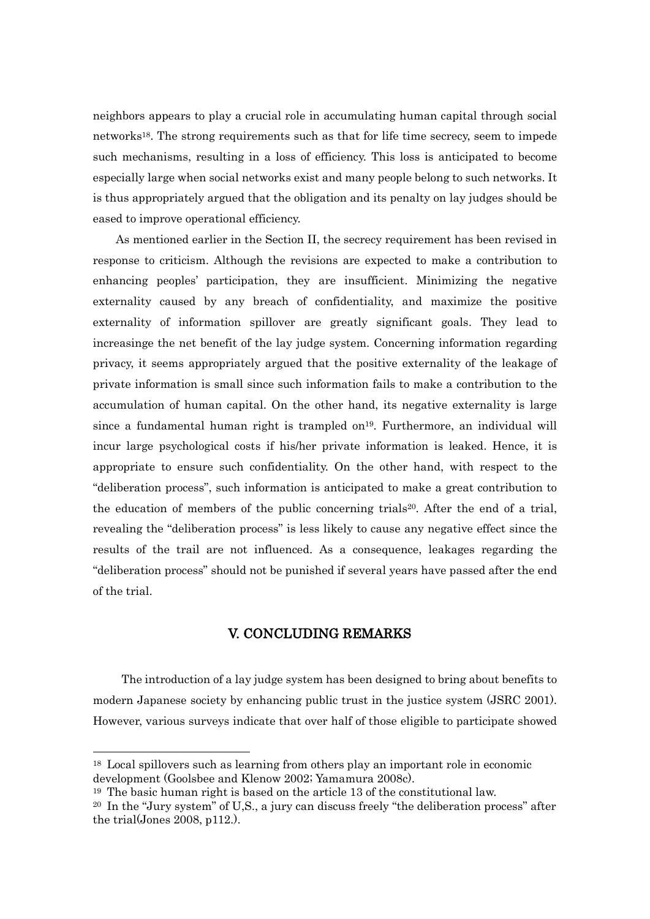neighbors appears to play a crucial role in accumulating human capital through social networks[18]. The strong requirements such as that for life time secrecy, seem to impede such mechanisms, resulting in a loss of efficiency. This loss is anticipated to become especially large when social networks exist and many people belong to such networks. It is thus appropriately argued that the obligation and its penalty on lay judges should be eased to improve operational efficiency.

As mentioned earlier in the Section II, the secrecy requirement has been revised in response to criticism. Although the revisions are expected to make a contribution to enhancing peoples' participation, they are insufficient. Minimizing the negative externality caused by any breach of confidentiality, and maximize the positive externality of information spillover are greatly significant goals. They lead to increasinge the net benefit of the lay judge system. Concerning information regarding privacy, it seems appropriately argued that the positive externality of the leakage of private information is small since such information fails to make a contribution to the accumulation of human capital. On the other hand, its negative externality is large since a fundamental human right is trampled on[19]. Furthermore, an individual will incur large psychological costs if his/her private information is leaked. Hence, it is appropriate to ensure such confidentiality. On the other hand, with respect to the "deliberation process", such information is anticipated to make a great contribution to the education of members of the public concerning trials[20]. After the end of a trial, revealing the "deliberation process" is less likely to cause any negative effect since the results of the trail are not influenced. As a consequence, leakages regarding the "deliberation process" should not be punished if several years have passed after the end of the trial.

## V. CONCLUDING REMARKS

The introduction of a lay judge system has been designed to bring about benefits to modern Japanese society by enhancing public trust in the justice system (JSRC 2001). However, various surveys indicate that over half of those eligible to participate showed

---

[18] Local spillovers such as learning from others play an important role in economic development (Goolsbee and Klenow 2002; Yamamura 2008c).

[19] The basic human right is based on the article 13 of the constitutional law.

[20] In the "Jury system" of U,S., a jury can discuss freely "the deliberation process" after the trial(Jones 2008, p112.).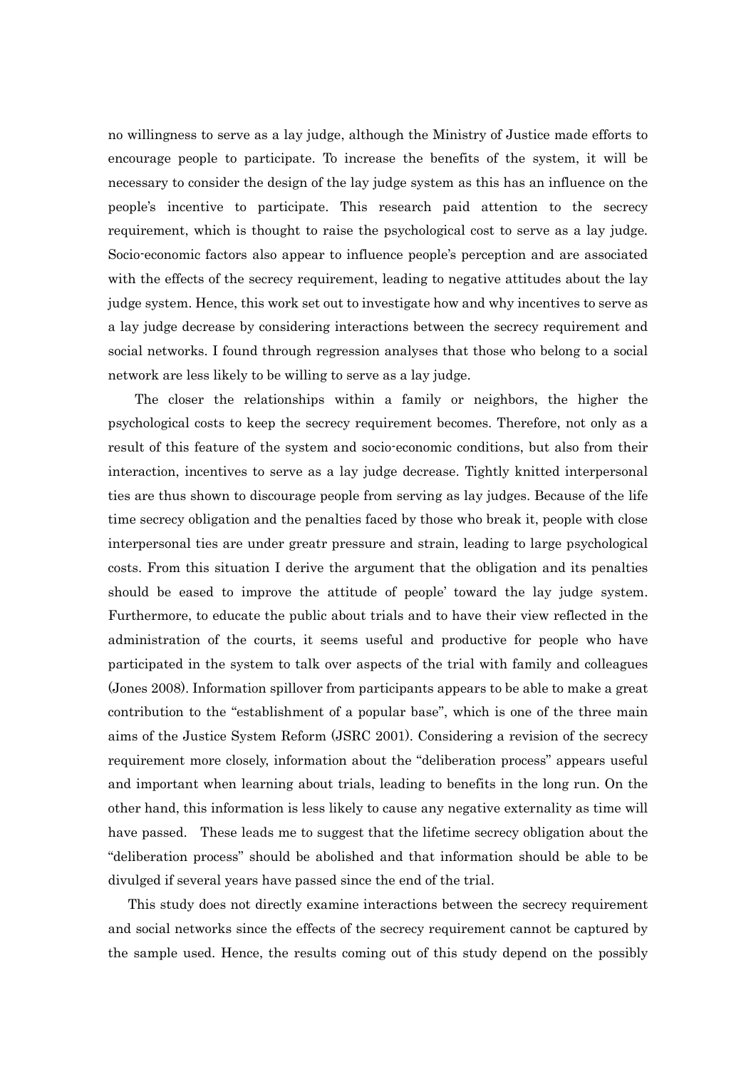no willingness to serve as a lay judge, although the Ministry of Justice made efforts to encourage people to participate. To increase the benefits of the system, it will be necessary to consider the design of the lay judge system as this has an influence on the people's incentive to participate. This research paid attention to the secrecy requirement, which is thought to raise the psychological cost to serve as a lay judge. Socio-economic factors also appear to influence people's perception and are associated with the effects of the secrecy requirement, leading to negative attitudes about the lay judge system. Hence, this work set out to investigate how and why incentives to serve as a lay judge decrease by considering interactions between the secrecy requirement and social networks. I found through regression analyses that those who belong to a social network are less likely to be willing to serve as a lay judge.

The closer the relationships within a family or neighbors, the higher the psychological costs to keep the secrecy requirement becomes. Therefore, not only as a result of this feature of the system and socio-economic conditions, but also from their interaction, incentives to serve as a lay judge decrease. Tightly knitted interpersonal ties are thus shown to discourage people from serving as lay judges. Because of the life time secrecy obligation and the penalties faced by those who break it, people with close interpersonal ties are under greatr pressure and strain, leading to large psychological costs. From this situation I derive the argument that the obligation and its penalties should be eased to improve the attitude of people' toward the lay judge system. Furthermore, to educate the public about trials and to have their view reflected in the administration of the courts, it seems useful and productive for people who have participated in the system to talk over aspects of the trial with family and colleagues (Jones 2008). Information spillover from participants appears to be able to make a great contribution to the "establishment of a popular base", which is one of the three main aims of the Justice System Reform (JSRC 2001). Considering a revision of the secrecy requirement more closely, information about the "deliberation process" appears useful and important when learning about trials, leading to benefits in the long run. On the other hand, this information is less likely to cause any negative externality as time will have passed. These leads me to suggest that the lifetime secrecy obligation about the "deliberation process" should be abolished and that information should be able to be divulged if several years have passed since the end of the trial.

This study does not directly examine interactions between the secrecy requirement and social networks since the effects of the secrecy requirement cannot be captured by the sample used. Hence, the results coming out of this study depend on the possibly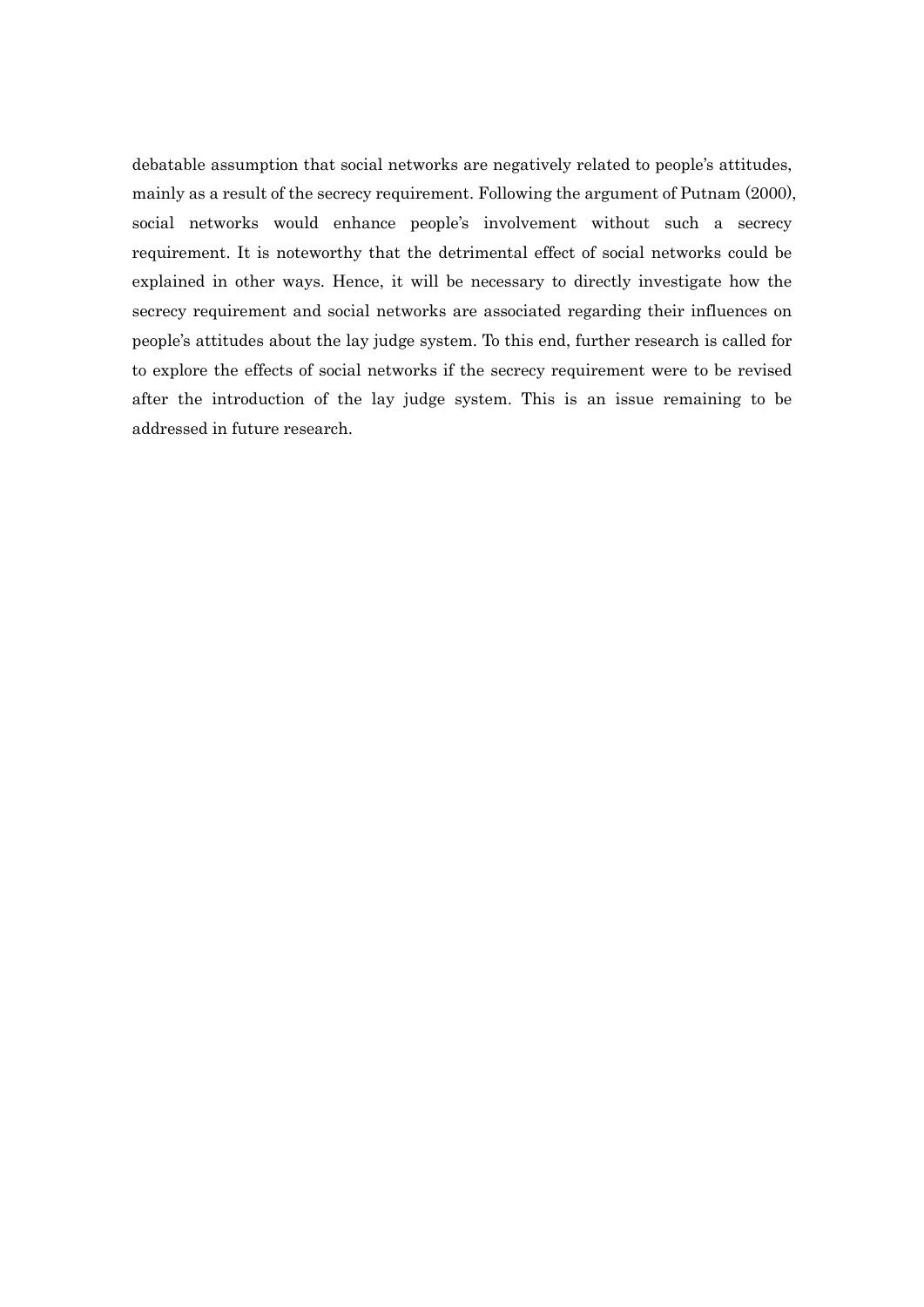debatable assumption that social networks are negatively related to people's attitudes, mainly as a result of the secrecy requirement. Following the argument of Putnam (2000), social networks would enhance people's involvement without such a secrecy requirement. It is noteworthy that the detrimental effect of social networks could be explained in other ways. Hence, it will be necessary to directly investigate how the secrecy requirement and social networks are associated regarding their influences on people's attitudes about the lay judge system. To this end, further research is called for to explore the effects of social networks if the secrecy requirement were to be revised after the introduction of the lay judge system. This is an issue remaining to be addressed in future research.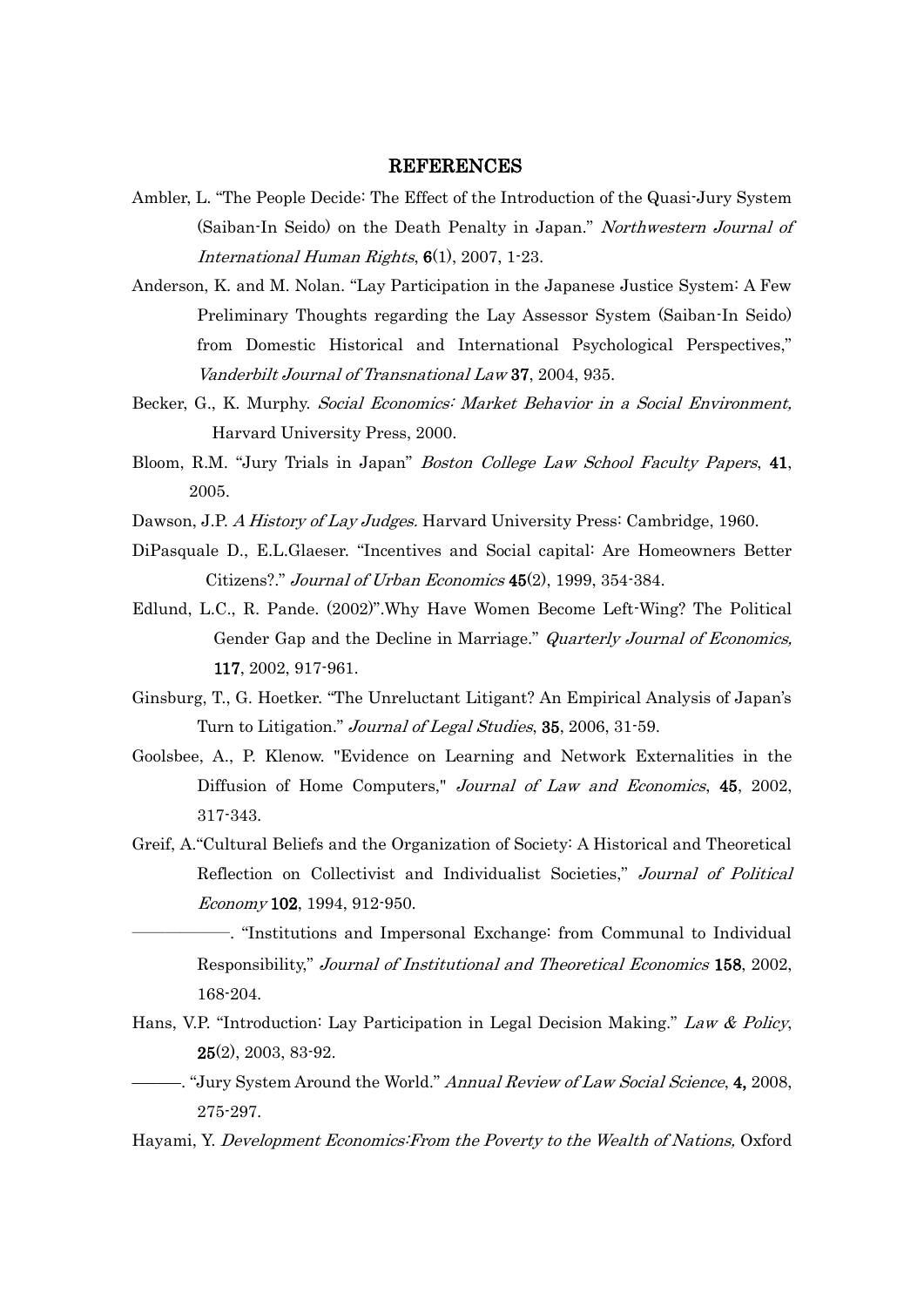# REFERENCES

Ambler, L. "The People Decide: The Effect of the Introduction of the Quasi-Jury System (Saiban-In Seido) on the Death Penalty in Japan." *Northwestern Journal of International Human Rights*, **6**(1), 2007, 1-23.

Anderson, K. and M. Nolan. "Lay Participation in the Japanese Justice System: A Few Preliminary Thoughts regarding the Lay Assessor System (Saiban-In Seido) from Domestic Historical and International Psychological Perspectives," *Vanderbilt Journal of Transnational Law* **37**, 2004, 935.

Becker, G., K. Murphy. *Social Economics: Market Behavior in a Social Environment,* Harvard University Press, 2000.

Bloom, R.M. "Jury Trials in Japan" *Boston College Law School Faculty Papers*, **41**, 2005.

Dawson, J.P. *A History of Lay Judges.* Harvard University Press: Cambridge, 1960.

DiPasquale D., E.L.Glaeser. "Incentives and Social capital: Are Homeowners Better Citizens?." *Journal of Urban Economics* **45**(2), 1999, 354-384.

Edlund, L.C., R. Pande. (2002)".Why Have Women Become Left-Wing? The Political Gender Gap and the Decline in Marriage." *Quarterly Journal of Economics,* **117**, 2002, 917-961.

Ginsburg, T., G. Hoetker. "The Unreluctant Litigant? An Empirical Analysis of Japan's Turn to Litigation." *Journal of Legal Studies*, **35**, 2006, 31-59.

Goolsbee, A., P. Klenow. "Evidence on Learning and Network Externalities in the Diffusion of Home Computers," *Journal of Law and Economics*, **45**, 2002, 317-343.

Greif, A."Cultural Beliefs and the Organization of Society: A Historical and Theoretical Reflection on Collectivist and Individualist Societies," *Journal of Political Economy* **102**, 1994, 912-950.

―――――. "Institutions and Impersonal Exchange: from Communal to Individual Responsibility," *Journal of Institutional and Theoretical Economics* **158**, 2002, 168-204.

Hans, V.P. "Introduction: Lay Participation in Legal Decision Making." *Law & Policy*, **25**(2), 2003, 83-92.

―――. "Jury System Around the World." *Annual Review of Law Social Science*, **4,** 2008, 275-297.

Hayami, Y. *Development Economics:From the Poverty to the Wealth of Nations,* Oxford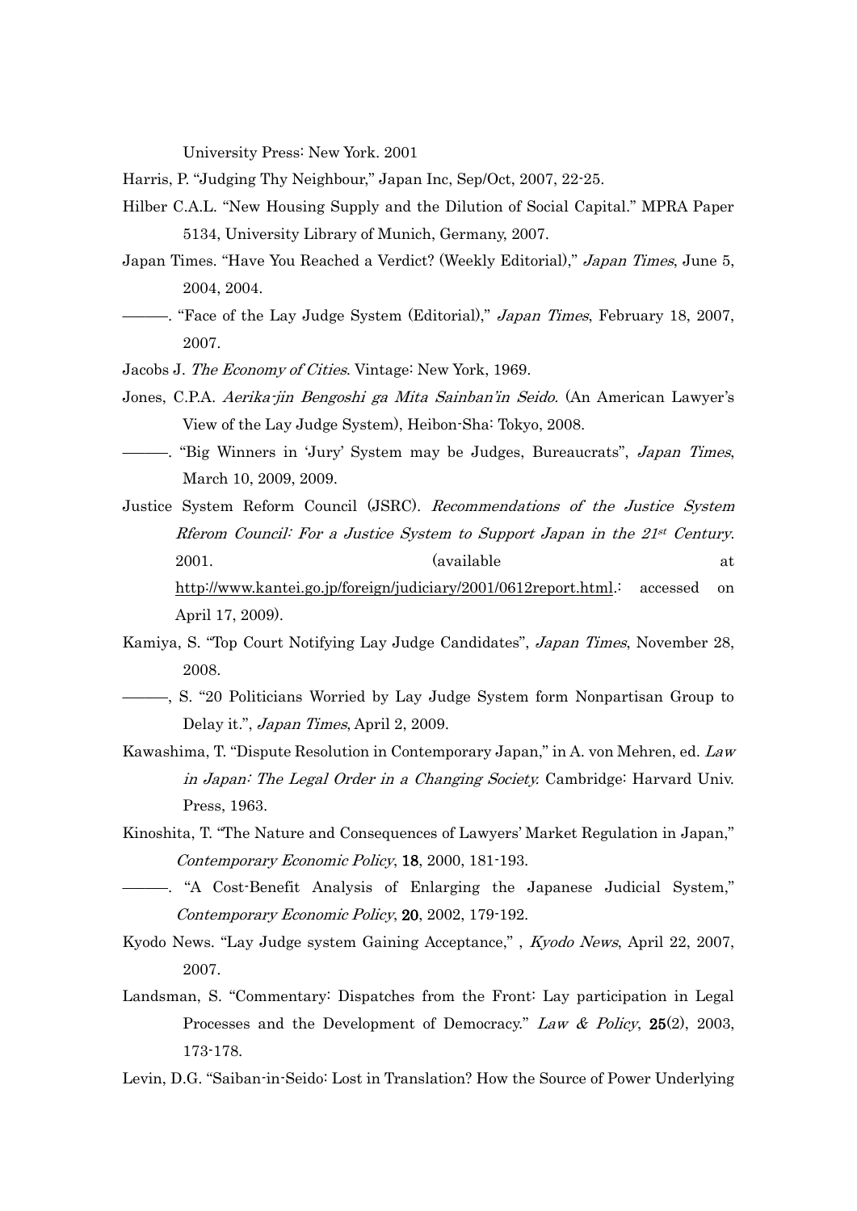University Press: New York. 2001

Harris, P. "Judging Thy Neighbour," Japan Inc, Sep/Oct, 2007, 22-25.

Hilber C.A.L. "New Housing Supply and the Dilution of Social Capital." MPRA Paper 5134, University Library of Munich, Germany, 2007.

Japan Times. "Have You Reached a Verdict? (Weekly Editorial)," *Japan Times*, June 5, 2004, 2004.

———. "Face of the Lay Judge System (Editorial)," *Japan Times*, February 18, 2007, 2007.

Jacobs J. *The Economy of Cities*. Vintage: New York, 1969.

Jones, C.P.A. *Aerika-jin Bengoshi ga Mita Sainban'in Seido.* (An American Lawyer's View of the Lay Judge System), Heibon-Sha: Tokyo, 2008.

———. "Big Winners in 'Jury' System may be Judges, Bureaucrats", *Japan Times*, March 10, 2009, 2009.

Justice System Reform Council (JSRC). *Recommendations of the Justice System Rferom Council: For a Justice System to Support Japan in the 21st Century.* 2001. (available at http://www.kantei.go.jp/foreign/judiciary/2001/0612report.html.: accessed on April 17, 2009).

Kamiya, S. "Top Court Notifying Lay Judge Candidates", *Japan Times*, November 28, 2008.

———, S. "20 Politicians Worried by Lay Judge System form Nonpartisan Group to Delay it.", *Japan Times*, April 2, 2009.

Kawashima, T. "Dispute Resolution in Contemporary Japan," in A. von Mehren, ed. *Law in Japan: The Legal Order in a Changing Society.* Cambridge: Harvard Univ. Press, 1963.

Kinoshita, T. "The Nature and Consequences of Lawyers' Market Regulation in Japan," *Contemporary Economic Policy*, **18**, 2000, 181-193.

———. "A Cost-Benefit Analysis of Enlarging the Japanese Judicial System," *Contemporary Economic Policy*, **20**, 2002, 179-192.

Kyodo News. "Lay Judge system Gaining Acceptance," , *Kyodo News*, April 22, 2007, 2007.

Landsman, S. "Commentary: Dispatches from the Front: Lay participation in Legal Processes and the Development of Democracy." *Law & Policy*, **25**(2), 2003, 173-178.

Levin, D.G. "Saiban-in-Seido: Lost in Translation? How the Source of Power Underlying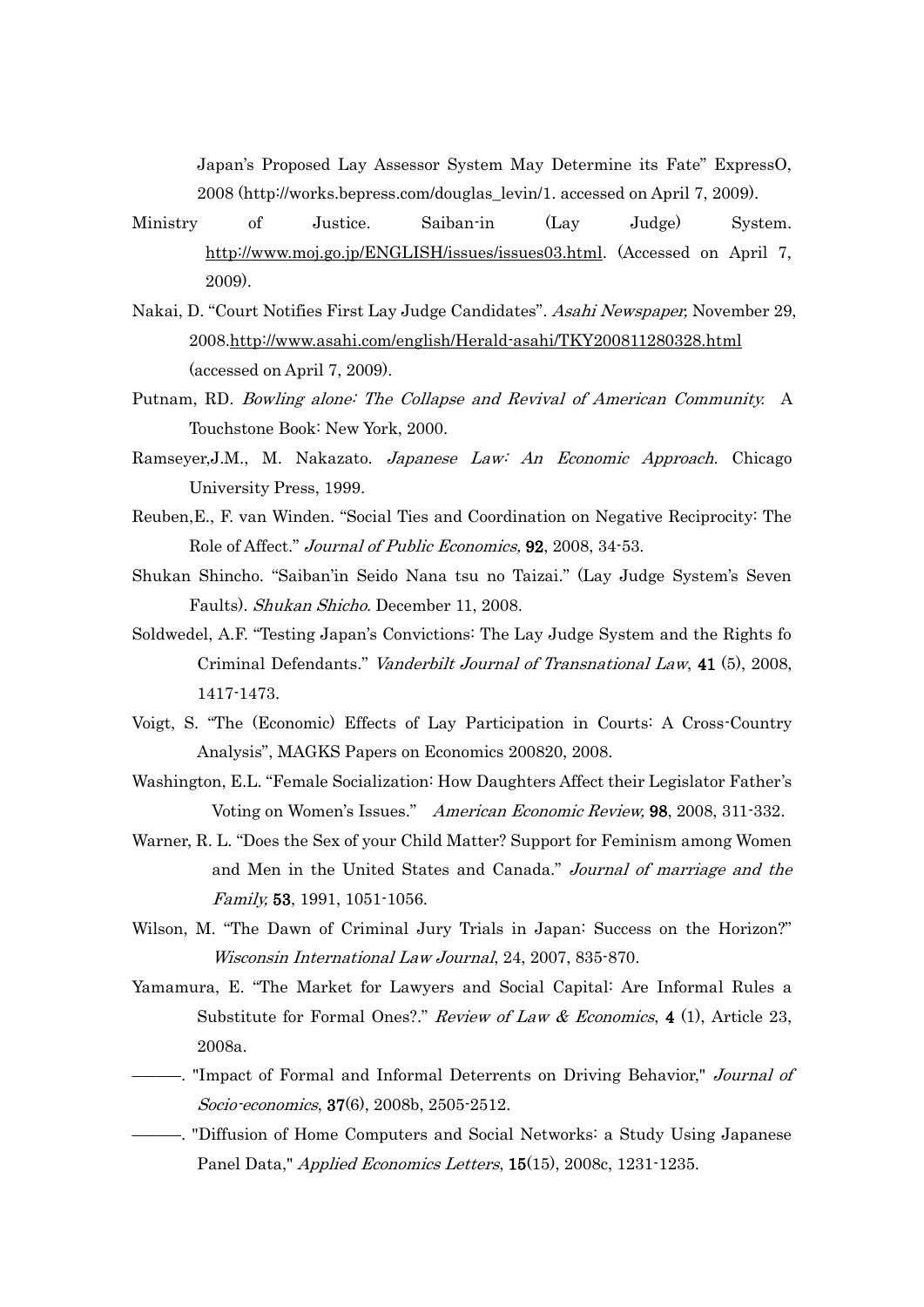Japan's Proposed Lay Assessor System May Determine its Fate" ExpressO, 2008 (http://works.bepress.com/douglas_levin/1. accessed on April 7, 2009).

Ministry of Justice. Saiban-in (Lay Judge) System. http://www.moj.go.jp/ENGLISH/issues/issues03.html. (Accessed on April 7, 2009).

Nakai, D. "Court Notifies First Lay Judge Candidates". *Asahi Newspaper,* November 29, 2008.http://www.asahi.com/english/Herald-asahi/TKY200811280328.html (accessed on April 7, 2009).

Putnam, RD. *Bowling alone: The Collapse and Revival of American Community.* A Touchstone Book: New York, 2000.

Ramseyer,J.M., M. Nakazato. *Japanese Law: An Economic Approach*. Chicago University Press, 1999.

Reuben,E., F. van Winden. "Social Ties and Coordination on Negative Reciprocity: The Role of Affect." *Journal of Public Economics,* **92**, 2008, 34-53.

Shukan Shincho. "Saiban'in Seido Nana tsu no Taizai." (Lay Judge System's Seven Faults). *Shukan Shicho*. December 11, 2008.

Soldwedel, A.F. "Testing Japan's Convictions: The Lay Judge System and the Rights fo Criminal Defendants." *Vanderbilt Journal of Transnational Law*, **41** (5), 2008, 1417-1473.

Voigt, S. "The (Economic) Effects of Lay Participation in Courts: A Cross-Country Analysis", MAGKS Papers on Economics 200820, 2008.

Washington, E.L. "Female Socialization: How Daughters Affect their Legislator Father's Voting on Women's Issues." *American Economic Review,* **98**, 2008, 311-332.

Warner, R. L. "Does the Sex of your Child Matter? Support for Feminism among Women and Men in the United States and Canada." *Journal of marriage and the Family,* **53**, 1991, 1051-1056.

Wilson, M. "The Dawn of Criminal Jury Trials in Japan: Success on the Horizon?" *Wisconsin International Law Journal*, 24, 2007, 835-870.

Yamamura, E. "The Market for Lawyers and Social Capital: Are Informal Rules a Substitute for Formal Ones?." *Review of Law & Economics*, **4** (1), Article 23, 2008a.

———. "Impact of Formal and Informal Deterrents on Driving Behavior," *Journal of Socio-economics*, **37**(6), 2008b, 2505-2512.

———. "Diffusion of Home Computers and Social Networks: a Study Using Japanese Panel Data," *Applied Economics Letters*, **15**(15), 2008c, 1231-1235.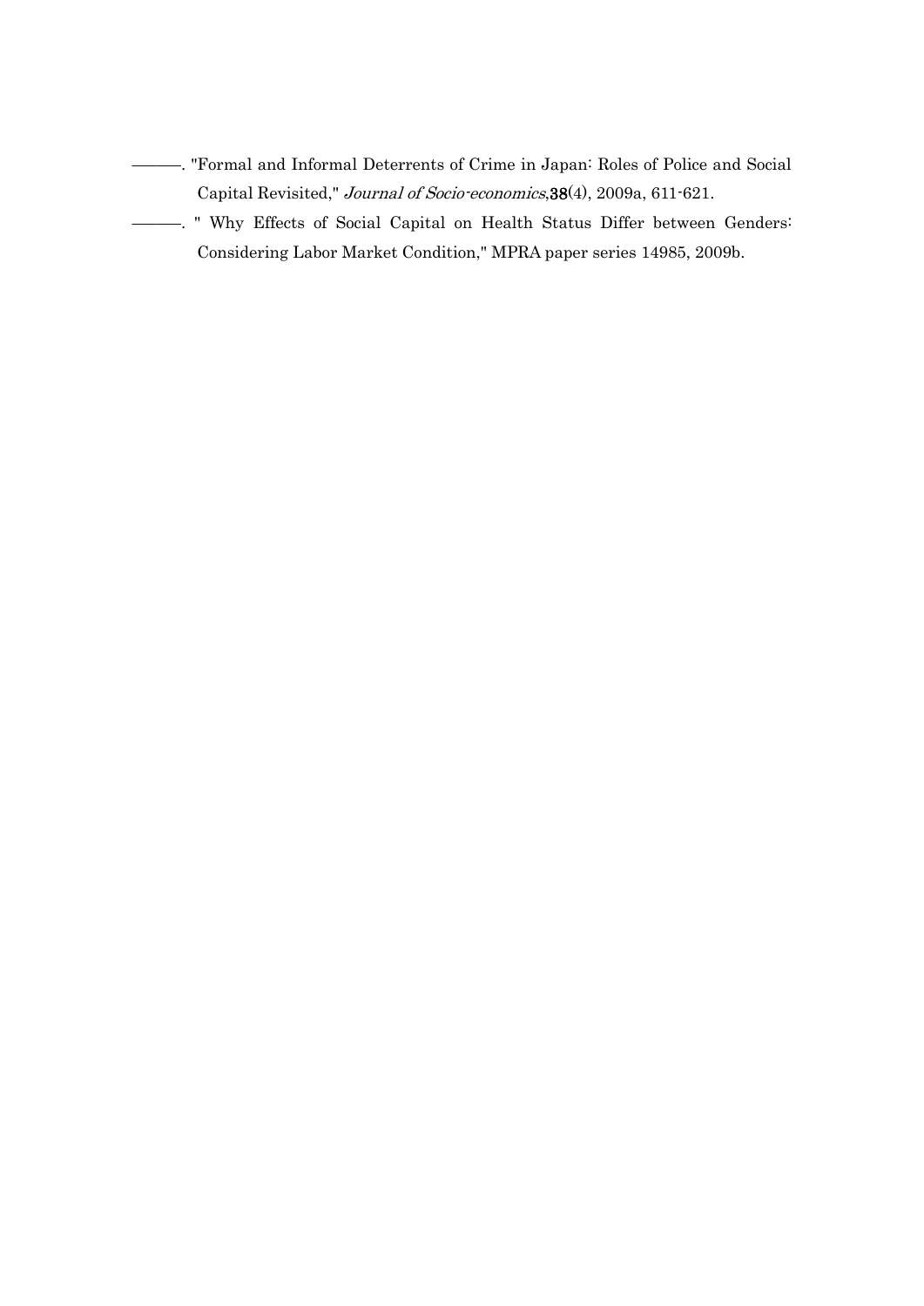———. "Formal and Informal Deterrents of Crime in Japan: Roles of Police and Social Capital Revisited," *Journal of Socio-economics*,**38**(4), 2009a, 611-621.

———. " Why Effects of Social Capital on Health Status Differ between Genders: Considering Labor Market Condition," MPRA paper series 14985, 2009b.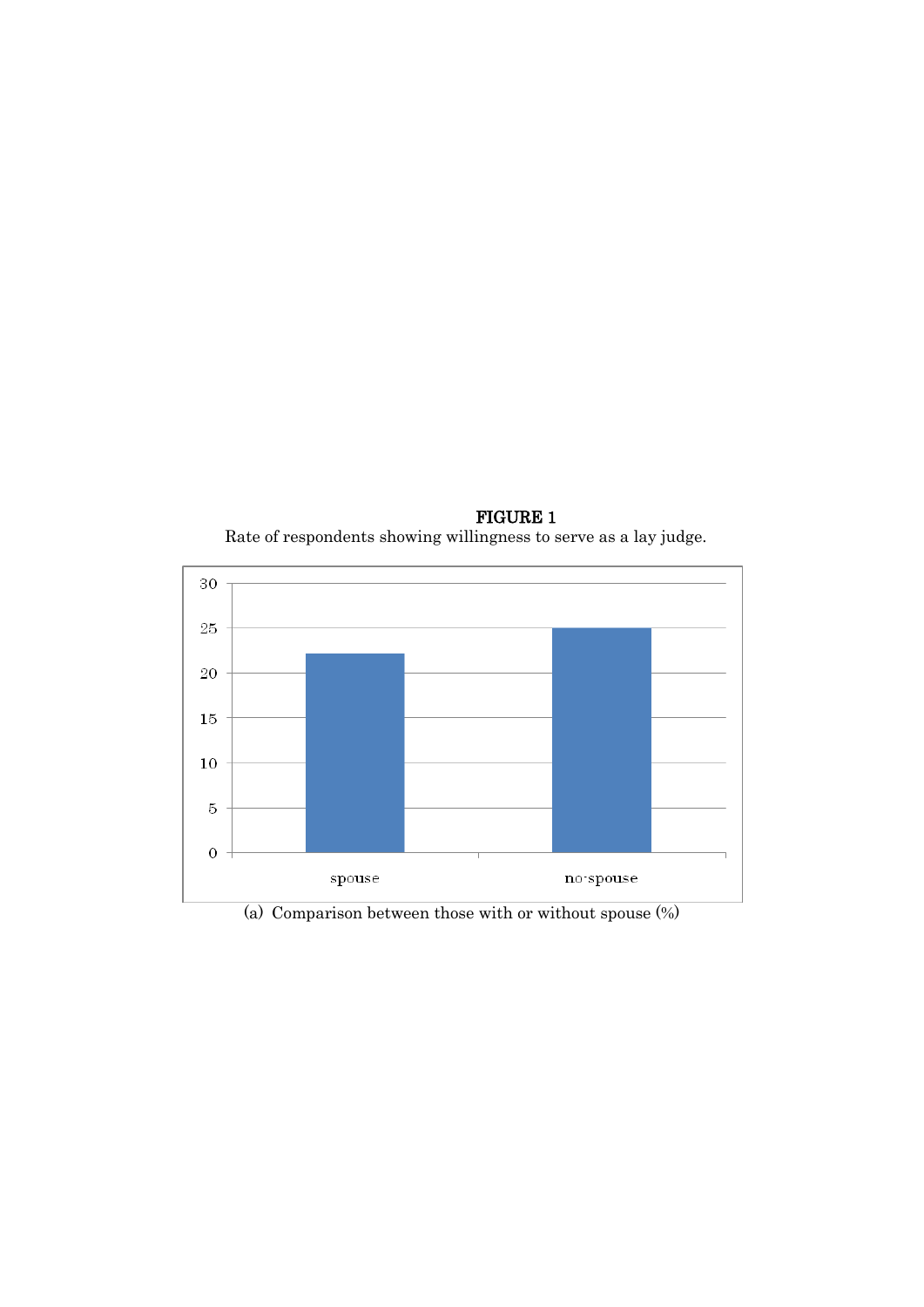**FIGURE 1**

Rate of respondents showing willingness to serve as a lay judge.

(a) Comparison between those with or without spouse (%)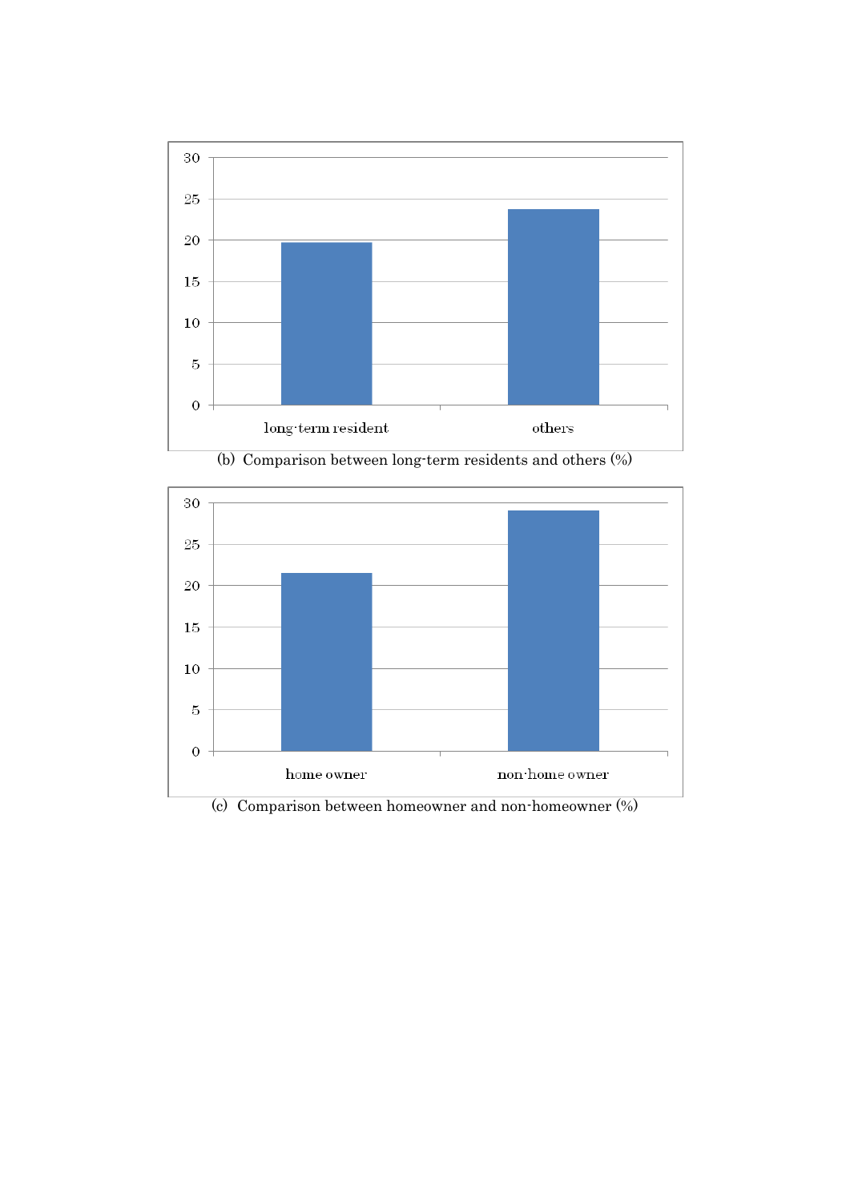(b) Comparison between long-term residents and others (%)

(c) Comparison between homeowner and non-homeowner (%)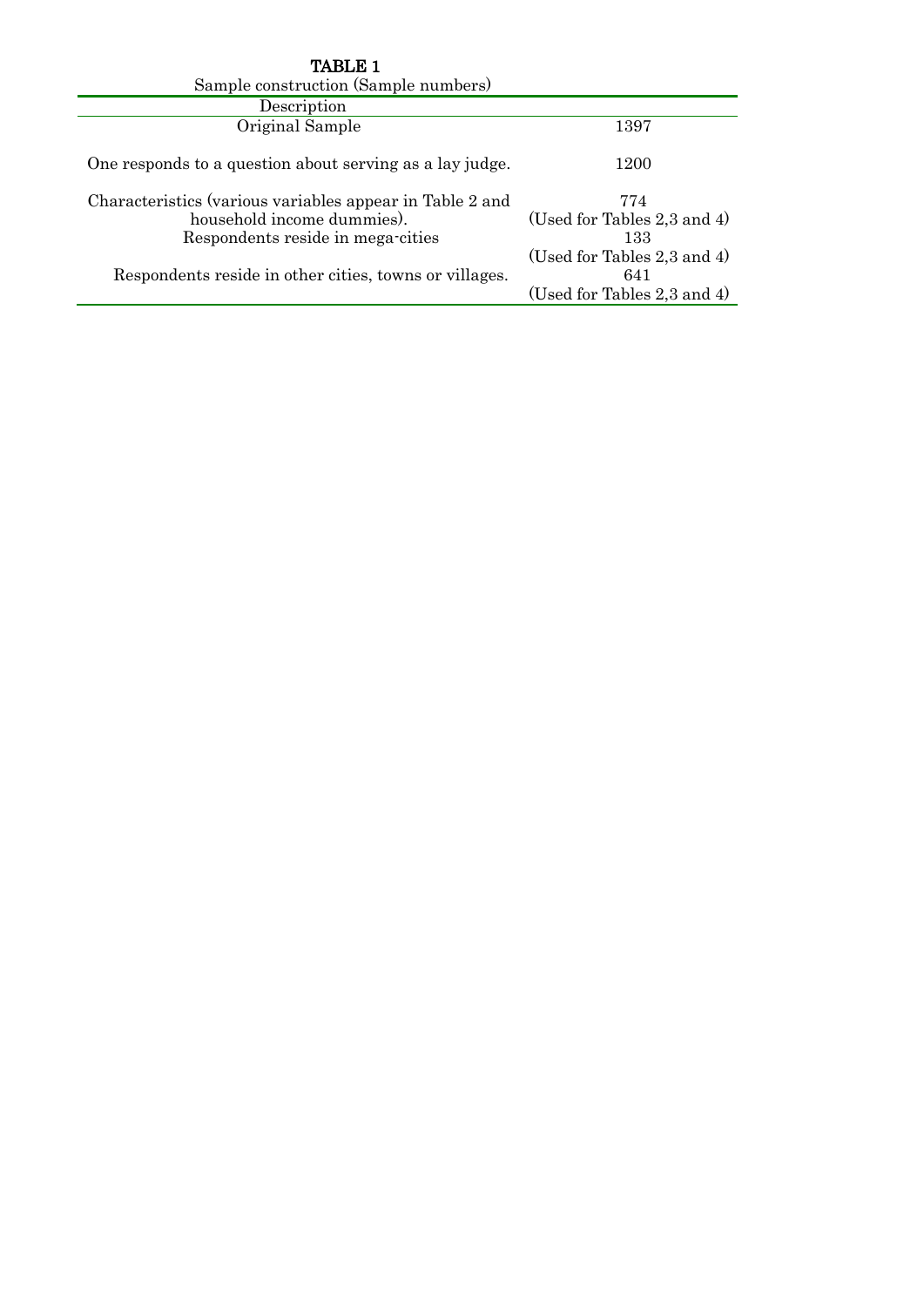**TABLE 1**

Sample construction (Sample numbers)

| Description | |
|---|---|
| Original Sample | 1397 |
| One responds to a question about serving as a lay judge. | 1200 |
| Characteristics (various variables appear in Table 2 and household income dummies). | 774 (Used for Tables 2,3 and 4) |
| Respondents reside in mega-cities | 133 (Used for Tables 2,3 and 4) |
| Respondents reside in other cities, towns or villages. | 641 (Used for Tables 2,3 and 4) |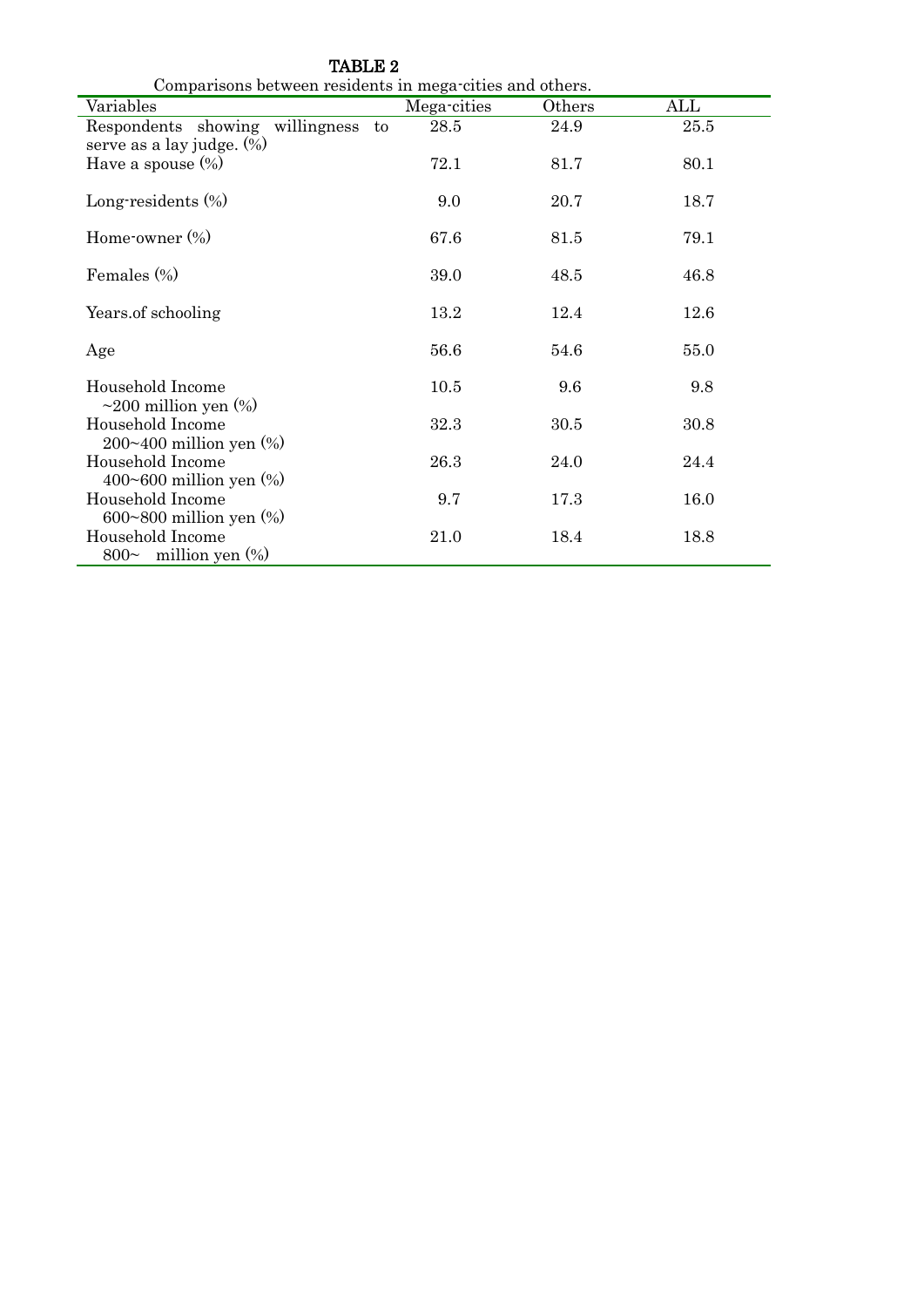TABLE 2

Comparisons between residents in mega-cities and others.

| Variables | Mega-cities | Others | ALL |
|---|---|---|---|
| Respondents showing willingness to serve as a lay judge. (%) | 28.5 | 24.9 | 25.5 |
| Have a spouse (%) | 72.1 | 81.7 | 80.1 |
| Long-residents (%) | 9.0 | 20.7 | 18.7 |
| Home-owner (%) | 67.6 | 81.5 | 79.1 |
| Females (%) | 39.0 | 48.5 | 46.8 |
| Years.of schooling | 13.2 | 12.4 | 12.6 |
| Age | 56.6 | 54.6 | 55.0 |
| Household Income ~200 million yen (%) | 10.5 | 9.6 | 9.8 |
| Household Income 200~400 million yen (%) | 32.3 | 30.5 | 30.8 |
| Household Income 400~600 million yen (%) | 26.3 | 24.0 | 24.4 |
| Household Income 600~800 million yen (%) | 9.7 | 17.3 | 16.0 |
| Household Income 800~ million yen (%) | 21.0 | 18.4 | 18.8 |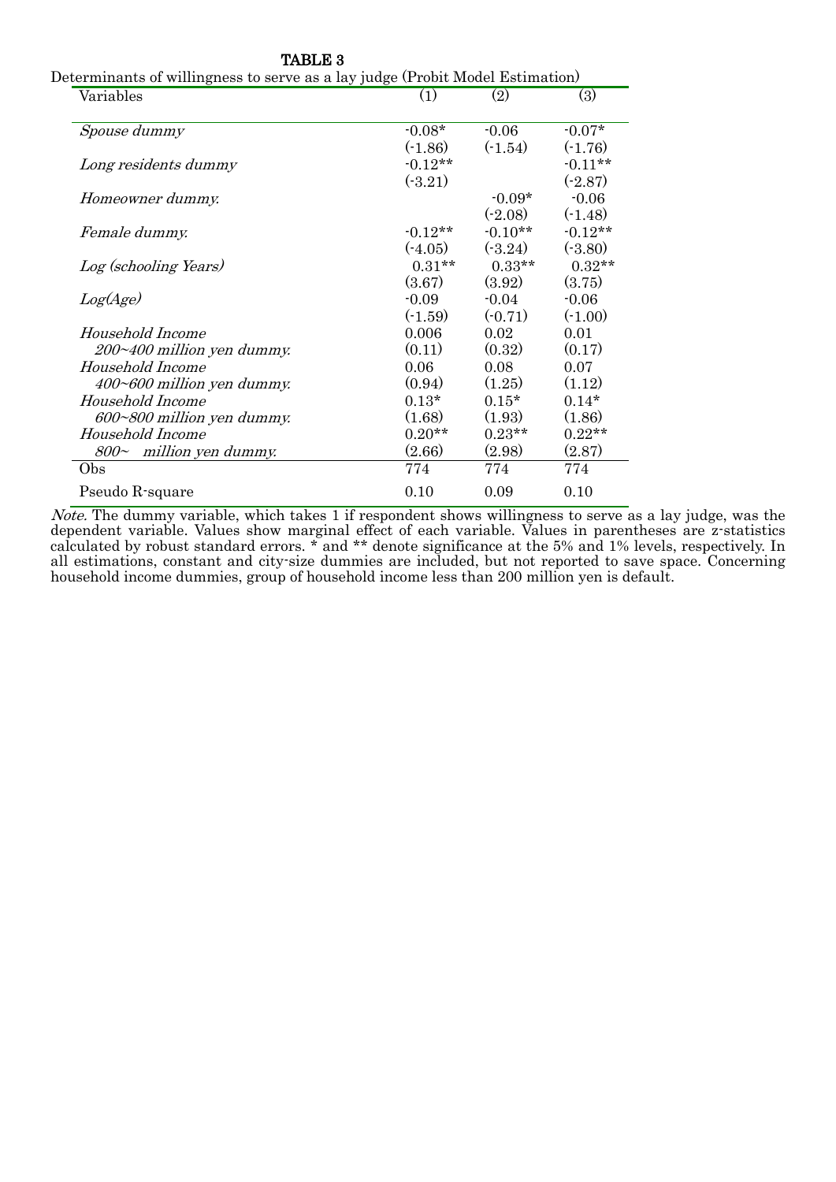**TABLE 3**

Determinants of willingness to serve as a lay judge (Probit Model Estimation)

| Variables | (1) | (2) | (3) |
|---|---|---|---|
| *Spouse dummy* | -0.08* | -0.06 | -0.07* |
| | (-1.86) | (-1.54) | (-1.76) |
| *Long residents dummy* | -0.12** | | -0.11** |
| | (-3.21) | | (-2.87) |
| *Homeowner dummy.* | | -0.09* | -0.06 |
| | | (-2.08) | (-1.48) |
| *Female dummy.* | -0.12** | -0.10** | -0.12** |
| | (-4.05) | (-3.24) | (-3.80) |
| *Log (schooling Years)* | 0.31** | 0.33** | 0.32** |
| | (3.67) | (3.92) | (3.75) |
| *Log(Age)* | -0.09 | -0.04 | -0.06 |
| | (-1.59) | (-0.71) | (-1.00) |
| *Household Income* | 0.006 | 0.02 | 0.01 |
| *200~400 million yen dummy.* | (0.11) | (0.32) | (0.17) |
| *Household Income* | 0.06 | 0.08 | 0.07 |
| *400~600 million yen dummy.* | (0.94) | (1.25) | (1.12) |
| *Household Income* | 0.13* | 0.15* | 0.14* |
| *600~800 million yen dummy.* | (1.68) | (1.93) | (1.86) |
| *Household Income* | 0.20** | 0.23** | 0.22** |
| *800~ million yen dummy.* | (2.66) | (2.98) | (2.87) |
| Obs | 774 | 774 | 774 |
| Pseudo R-square | 0.10 | 0.09 | 0.10 |

*Note.* The dummy variable, which takes 1 if respondent shows willingness to serve as a lay judge, was the dependent variable. Values show marginal effect of each variable. Values in parentheses are z-statistics calculated by robust standard errors. * and ** denote significance at the 5% and 1% levels, respectively. In all estimations, constant and city-size dummies are included, but not reported to save space. Concerning household income dummies, group of household income less than 200 million yen is default.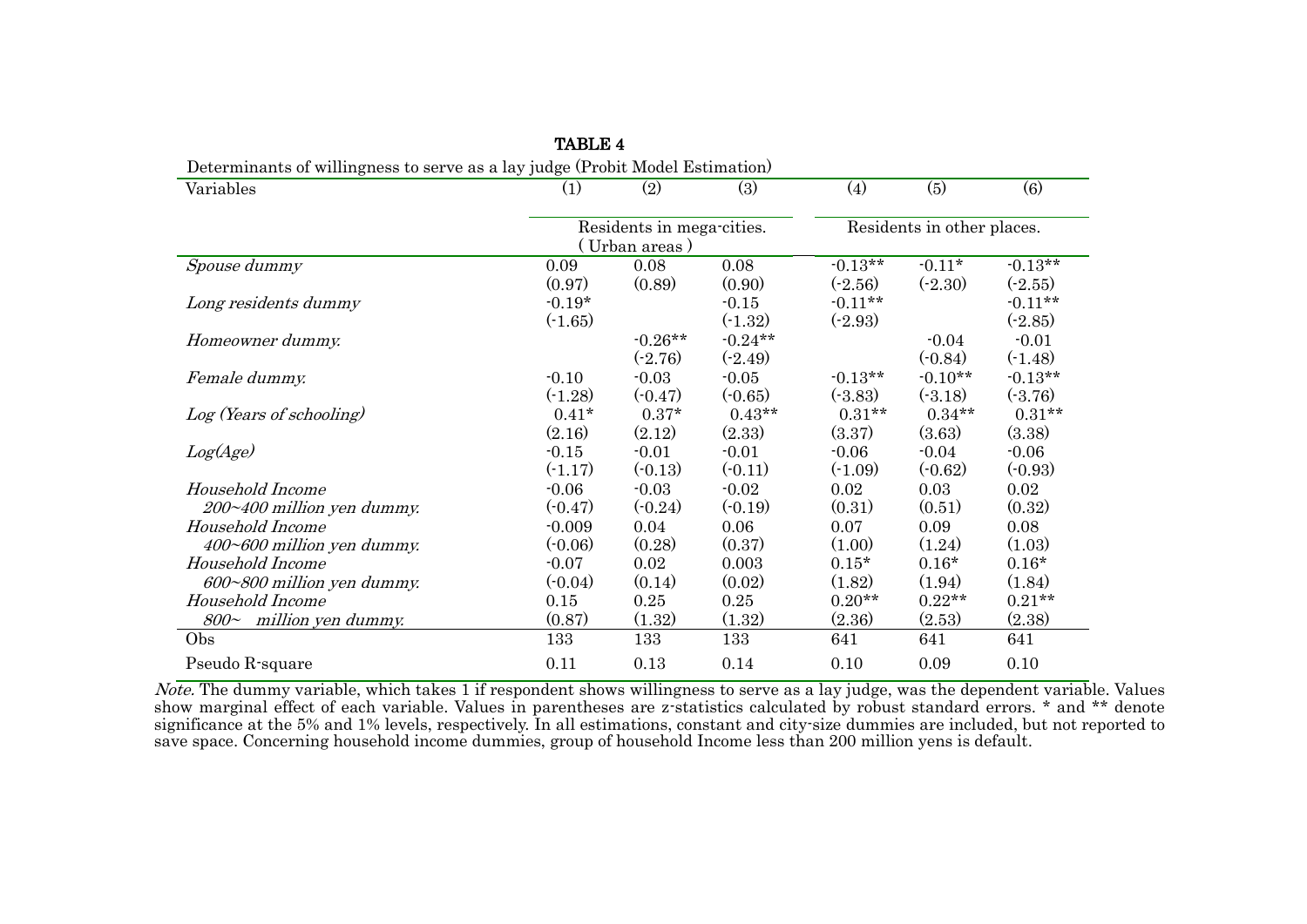**TABLE 4**

Determinants of willingness to serve as a lay judge (Probit Model Estimation)

| Variables | (1) | (2) | (3) | (4) | (5) | (6) |
|---|---|---|---|---|---|---|
| | Residents in mega-cities. ( Urban areas ) | | | Residents in other places. | | |
| *Spouse dummy* | 0.09 | 0.08 | 0.08 | -0.13** | -0.11* | -0.13** |
| | (0.97) | (0.89) | (0.90) | (-2.56) | (-2.30) | (-2.55) |
| *Long residents dummy* | -0.19* | | -0.15 | -0.11** | | -0.11** |
| | (-1.65) | | (-1.32) | (-2.93) | | (-2.85) |
| *Homeowner dummy.* | | -0.26** | -0.24** | | -0.04 | -0.01 |
| | | (-2.76) | (-2.49) | | (-0.84) | (-1.48) |
| *Female dummy.* | -0.10 | -0.03 | -0.05 | -0.13** | -0.10** | -0.13** |
| | (-1.28) | (-0.47) | (-0.65) | (-3.83) | (-3.18) | (-3.76) |
| *Log (Years of schooling)* | 0.41* | 0.37* | 0.43** | 0.31** | 0.34** | 0.31** |
| | (2.16) | (2.12) | (2.33) | (3.37) | (3.63) | (3.38) |
| *Log(Age)* | -0.15 | -0.01 | -0.01 | -0.06 | -0.04 | -0.06 |
| | (-1.17) | (-0.13) | (-0.11) | (-1.09) | (-0.62) | (-0.93) |
| *Household Income 200~400 million yen dummy.* | -0.06 | -0.03 | -0.02 | 0.02 | 0.03 | 0.02 |
| | (-0.47) | (-0.24) | (-0.19) | (0.31) | (0.51) | (0.32) |
| *Household Income 400~600 million yen dummy.* | -0.009 | 0.04 | 0.06 | 0.07 | 0.09 | 0.08 |
| | (-0.06) | (0.28) | (0.37) | (1.00) | (1.24) | (1.03) |
| *Household Income 600~800 million yen dummy.* | -0.07 | 0.02 | 0.003 | 0.15* | 0.16* | 0.16* |
| | (-0.04) | (0.14) | (0.02) | (1.82) | (1.94) | (1.84) |
| *Household Income 800~ million yen dummy.* | 0.15 | 0.25 | 0.25 | 0.20** | 0.22** | 0.21** |
| | (0.87) | (1.32) | (1.32) | (2.36) | (2.53) | (2.38) |
| Obs | 133 | 133 | 133 | 641 | 641 | 641 |
| Pseudo R-square | 0.11 | 0.13 | 0.14 | 0.10 | 0.09 | 0.10 |

*Note.* The dummy variable, which takes 1 if respondent shows willingness to serve as a lay judge, was the dependent variable. Values show marginal effect of each variable. Values in parentheses are z-statistics calculated by robust standard errors. * and ** denote significance at the 5% and 1% levels, respectively. In all estimations, constant and city-size dummies are included, but not reported to save space. Concerning household income dummies, group of household Income less than 200 million yens is default.